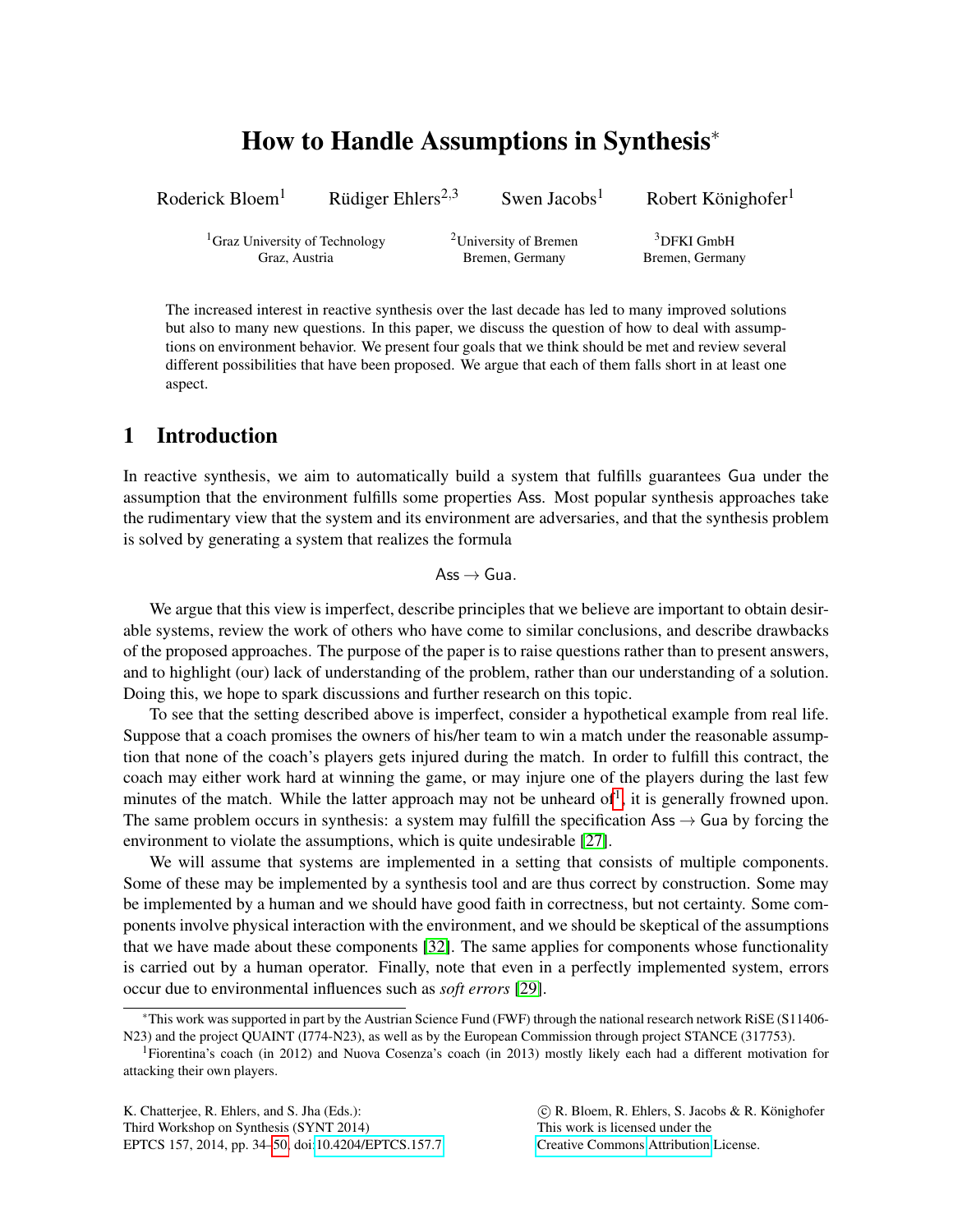# How to Handle Assumptions in Synthesis*

Roderick Bloem[1] Rüdiger Ehlers[2,3] Swen Jacobs[1] Robert Könighofer[1]

[1]Graz University of Technology, Graz, Austria

[2]University of Bremen, Bremen, Germany

[3]DFKI GmbH, Bremen, Germany

The increased interest in reactive synthesis over the last decade has led to many improved solutions but also to many new questions. In this paper, we discuss the question of how to deal with assumptions on environment behavior. We present four goals that we think should be met and review several different possibilities that have been proposed. We argue that each of them falls short in at least one aspect.

## 1 Introduction

In reactive synthesis, we aim to automatically build a system that fulfills guarantees $\mathsf{Gua}$ under the assumption that the environment fulfills some properties $\mathsf{Ass}$. Most popular synthesis approaches take the rudimentary view that the system and its environment are adversaries, and that the synthesis problem is solved by generating a system that realizes the formula

$$\mathsf{Ass} \rightarrow \mathsf{Gua}.$$

We argue that this view is imperfect, describe principles that we believe are important to obtain desirable systems, review the work of others who have come to similar conclusions, and describe drawbacks of the proposed approaches. The purpose of the paper is to raise questions rather than to present answers, and to highlight (our) lack of understanding of the problem, rather than our understanding of a solution. Doing this, we hope to spark discussions and further research on this topic.

To see that the setting described above is imperfect, consider a hypothetical example from real life. Suppose that a coach promises the owners of his/her team to win a match under the reasonable assumption that none of the coach's players gets injured during the match. In order to fulfill this contract, the coach may either work hard at winning the game, or may injure one of the players during the last few minutes of the match. While the latter approach may not be unheard of[1], it is generally frowned upon. The same problem occurs in synthesis: a system may fulfill the specification $\mathsf{Ass} \rightarrow \mathsf{Gua}$ by forcing the environment to violate the assumptions, which is quite undesirable [27].

We will assume that systems are implemented in a setting that consists of multiple components. Some of these may be implemented by a synthesis tool and are thus correct by construction. Some may be implemented by a human and we should have good faith in correctness, but not certainty. Some components involve physical interaction with the environment, and we should be skeptical of the assumptions that we have made about these components [32]. The same applies for components whose functionality is carried out by a human operator. Finally, note that even in a perfectly implemented system, errors occur due to environmental influences such as *soft errors* [29].

*This work was supported in part by the Austrian Science Fund (FWF) through the national research network RiSE (S11406-N23) and the project QUAINT (I774-N23), as well as by the European Commission through project STANCE (317753).

[1]Fiorentina's coach (in 2012) and Nuova Cosenza's coach (in 2013) mostly likely each had a different motivation for attacking their own players.

K. Chatterjee, R. Ehlers, and S. Jha (Eds.): Third Workshop on Synthesis (SYNT 2014) EPTCS 157, 2014, pp. 34–50, doi:10.4204/EPTCS.157.7

© R. Bloem, R. Ehlers, S. Jacobs & R. Könighofer This work is licensed under the Creative Commons Attribution License.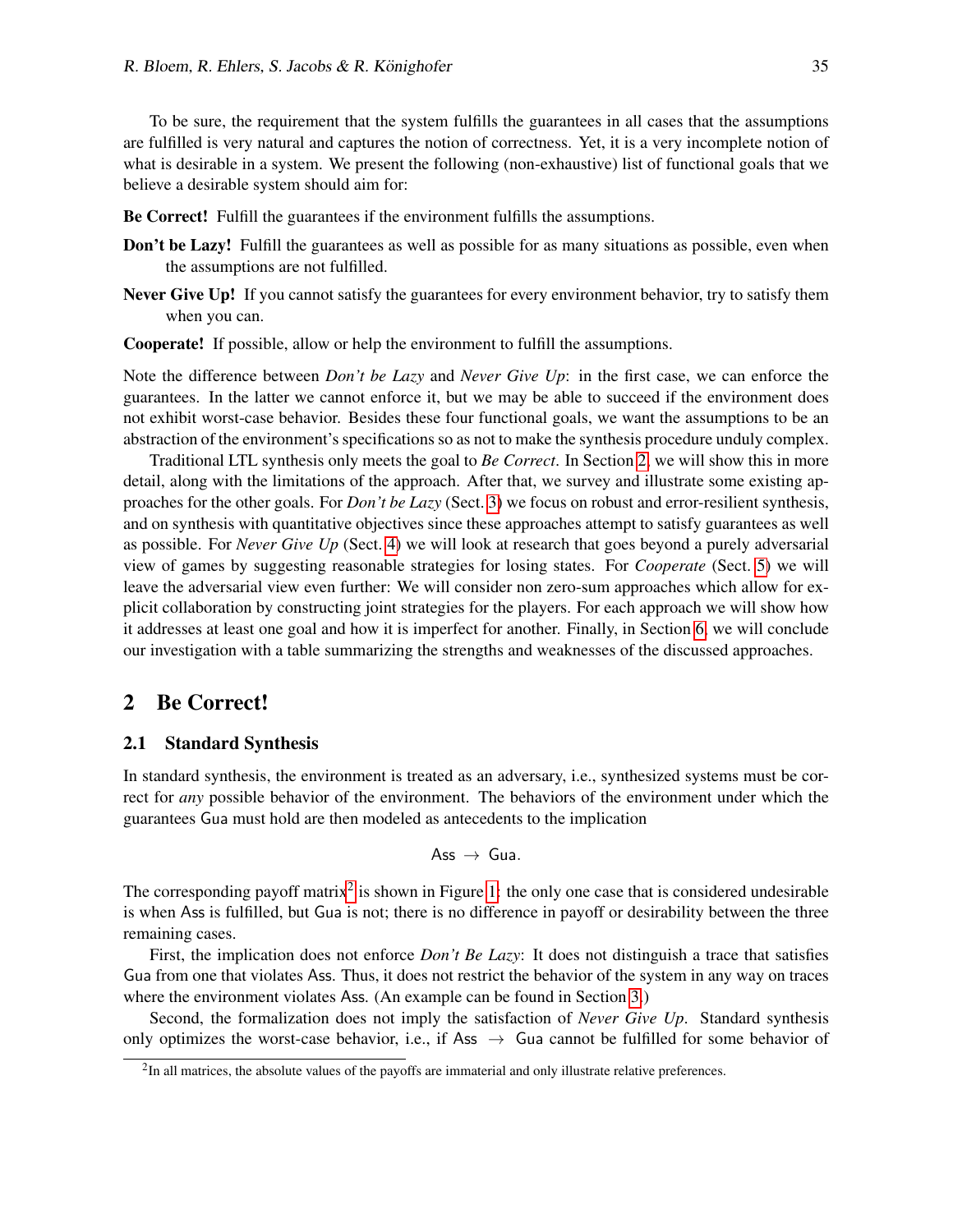To be sure, the requirement that the system fulfills the guarantees in all cases that the assumptions are fulfilled is very natural and captures the notion of correctness. Yet, it is a very incomplete notion of what is desirable in a system. We present the following (non-exhaustive) list of functional goals that we believe a desirable system should aim for:

**Be Correct!** Fulfill the guarantees if the environment fulfills the assumptions.

**Don't be Lazy!** Fulfill the guarantees as well as possible for as many situations as possible, even when the assumptions are not fulfilled.

**Never Give Up!** If you cannot satisfy the guarantees for every environment behavior, try to satisfy them when you can.

**Cooperate!** If possible, allow or help the environment to fulfill the assumptions.

Note the difference between *Don't be Lazy* and *Never Give Up*: in the first case, we can enforce the guarantees. In the latter we cannot enforce it, but we may be able to succeed if the environment does not exhibit worst-case behavior. Besides these four functional goals, we want the assumptions to be an abstraction of the environment's specifications so as not to make the synthesis procedure unduly complex.

Traditional LTL synthesis only meets the goal to *Be Correct*. In Section 2, we will show this in more detail, along with the limitations of the approach. After that, we survey and illustrate some existing approaches for the other goals. For *Don't be Lazy* (Sect. 3) we focus on robust and error-resilient synthesis, and on synthesis with quantitative objectives since these approaches attempt to satisfy guarantees as well as possible. For *Never Give Up* (Sect. 4) we will look at research that goes beyond a purely adversarial view of games by suggesting reasonable strategies for losing states. For *Cooperate* (Sect. 5) we will leave the adversarial view even further: We will consider non zero-sum approaches which allow for explicit collaboration by constructing joint strategies for the players. For each approach we will show how it addresses at least one goal and how it is imperfect for another. Finally, in Section 6, we will conclude our investigation with a table summarizing the strengths and weaknesses of the discussed approaches.

## 2 Be Correct!

### 2.1 Standard Synthesis

In standard synthesis, the environment is treated as an adversary, i.e., synthesized systems must be correct for *any* possible behavior of the environment. The behaviors of the environment under which the guarantees $\mathsf{Gua}$ must hold are then modeled as antecedents to the implication

$$\mathsf{Ass} \rightarrow \mathsf{Gua}.$$

The corresponding payoff matrix[2] is shown in Figure 1: the only one case that is considered undesirable is when $\mathsf{Ass}$ is fulfilled, but $\mathsf{Gua}$ is not; there is no difference in payoff or desirability between the three remaining cases.

First, the implication does not enforce *Don't Be Lazy*: It does not distinguish a trace that satisfies $\mathsf{Gua}$ from one that violates $\mathsf{Ass}$. Thus, it does not restrict the behavior of the system in any way on traces where the environment violates $\mathsf{Ass}$. (An example can be found in Section 3.)

Second, the formalization does not imply the satisfaction of *Never Give Up*. Standard synthesis only optimizes the worst-case behavior, i.e., if $\mathsf{Ass} \rightarrow \mathsf{Gua}$ cannot be fulfilled for some behavior of

[2] In all matrices, the absolute values of the payoffs are immaterial and only illustrate relative preferences.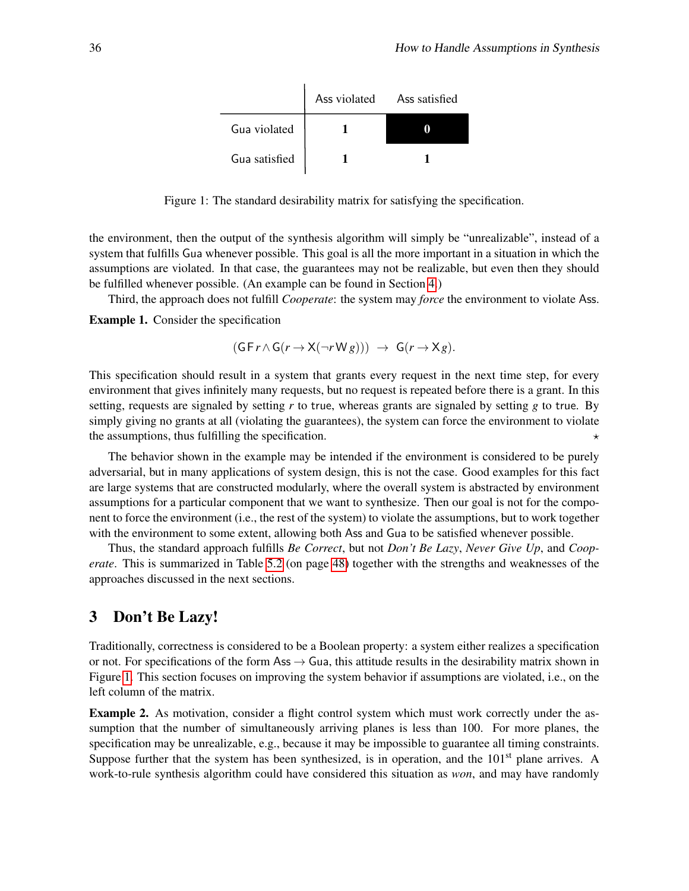|  | Ass violated | Ass satisfied |
|---|---|---|
| Gua violated | **1** | **0** |
| Gua satisfied | **1** | **1** |

Figure 1: The standard desirability matrix for satisfying the specification.

the environment, then the output of the synthesis algorithm will simply be "unrealizable", instead of a system that fulfills Gua whenever possible. This goal is all the more important in a situation in which the assumptions are violated. In that case, the guarantees may not be realizable, but even then they should be fulfilled whenever possible. (An example can be found in Section 4.)

Third, the approach does not fulfill *Cooperate*: the system may *force* the environment to violate Ass.

**Example 1.** Consider the specification

$$(\mathsf{G}\,\mathsf{F}\,r \wedge \mathsf{G}(r \rightarrow \mathsf{X}(\neg r\,\mathsf{W}\,g))) \;\rightarrow\; \mathsf{G}(r \rightarrow \mathsf{X}\,g).$$

This specification should result in a system that grants every request in the next time step, for every environment that gives infinitely many requests, but no request is repeated before there is a grant. In this setting, requests are signaled by setting $r$ to `true`, whereas grants are signaled by setting $g$ to `true`. By simply giving no grants at all (violating the guarantees), the system can force the environment to violate the assumptions, thus fulfilling the specification. ⋆

The behavior shown in the example may be intended if the environment is considered to be purely adversarial, but in many applications of system design, this is not the case. Good examples for this fact are large systems that are constructed modularly, where the overall system is abstracted by environment assumptions for a particular component that we want to synthesize. Then our goal is not for the component to force the environment (i.e., the rest of the system) to violate the assumptions, but to work together with the environment to some extent, allowing both Ass and Gua to be satisfied whenever possible.

Thus, the standard approach fulfills *Be Correct*, but not *Don't Be Lazy*, *Never Give Up*, and *Cooperate*. This is summarized in Table 5.2 (on page 48) together with the strengths and weaknesses of the approaches discussed in the next sections.

## 3 Don't Be Lazy!

Traditionally, correctness is considered to be a Boolean property: a system either realizes a specification or not. For specifications of the form Ass $\rightarrow$ Gua, this attitude results in the desirability matrix shown in Figure 1. This section focuses on improving the system behavior if assumptions are violated, i.e., on the left column of the matrix.

**Example 2.** As motivation, consider a flight control system which must work correctly under the assumption that the number of simultaneously arriving planes is less than 100. For more planes, the specification may be unrealizable, e.g., because it may be impossible to guarantee all timing constraints. Suppose further that the system has been synthesized, is in operation, and the 101st plane arrives. A work-to-rule synthesis algorithm could have considered this situation as *won*, and may have randomly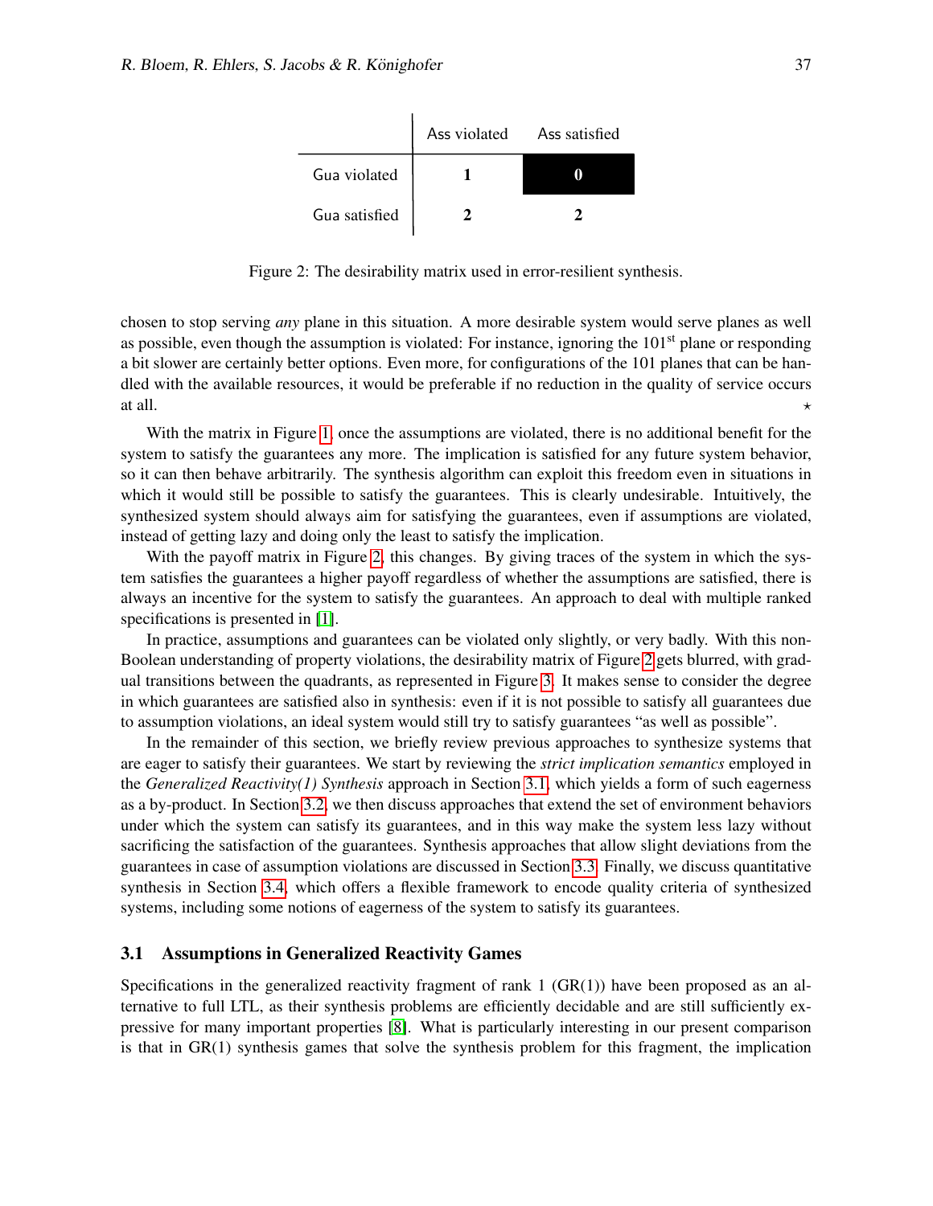| | Ass violated | Ass satisfied |
|---|---|---|
| Gua violated | **1** | **0** |
| Gua satisfied | **2** | **2** |

Figure 2: The desirability matrix used in error-resilient synthesis.

chosen to stop serving *any* plane in this situation. A more desirable system would serve planes as well as possible, even though the assumption is violated: For instance, ignoring the 101[st] plane or responding a bit slower are certainly better options. Even more, for configurations of the 101 planes that can be handled with the available resources, it would be preferable if no reduction in the quality of service occurs at all. ⋆

With the matrix in Figure 1, once the assumptions are violated, there is no additional benefit for the system to satisfy the guarantees any more. The implication is satisfied for any future system behavior, so it can then behave arbitrarily. The synthesis algorithm can exploit this freedom even in situations in which it would still be possible to satisfy the guarantees. This is clearly undesirable. Intuitively, the synthesized system should always aim for satisfying the guarantees, even if assumptions are violated, instead of getting lazy and doing only the least to satisfy the implication.

With the payoff matrix in Figure 2, this changes. By giving traces of the system in which the system satisfies the guarantees a higher payoff regardless of whether the assumptions are satisfied, there is always an incentive for the system to satisfy the guarantees. An approach to deal with multiple ranked specifications is presented in [1].

In practice, assumptions and guarantees can be violated only slightly, or very badly. With this non-Boolean understanding of property violations, the desirability matrix of Figure 2 gets blurred, with gradual transitions between the quadrants, as represented in Figure 3. It makes sense to consider the degree in which guarantees are satisfied also in synthesis: even if it is not possible to satisfy all guarantees due to assumption violations, an ideal system would still try to satisfy guarantees "as well as possible".

In the remainder of this section, we briefly review previous approaches to synthesize systems that are eager to satisfy their guarantees. We start by reviewing the *strict implication semantics* employed in the *Generalized Reactivity(1) Synthesis* approach in Section 3.1, which yields a form of such eagerness as a by-product. In Section 3.2, we then discuss approaches that extend the set of environment behaviors under which the system can satisfy its guarantees, and in this way make the system less lazy without sacrificing the satisfaction of the guarantees. Synthesis approaches that allow slight deviations from the guarantees in case of assumption violations are discussed in Section 3.3. Finally, we discuss quantitative synthesis in Section 3.4, which offers a flexible framework to encode quality criteria of synthesized systems, including some notions of eagerness of the system to satisfy its guarantees.

### 3.1 Assumptions in Generalized Reactivity Games

Specifications in the generalized reactivity fragment of rank 1 (GR(1)) have been proposed as an alternative to full LTL, as their synthesis problems are efficiently decidable and are still sufficiently expressive for many important properties [8]. What is particularly interesting in our present comparison is that in GR(1) synthesis games that solve the synthesis problem for this fragment, the implication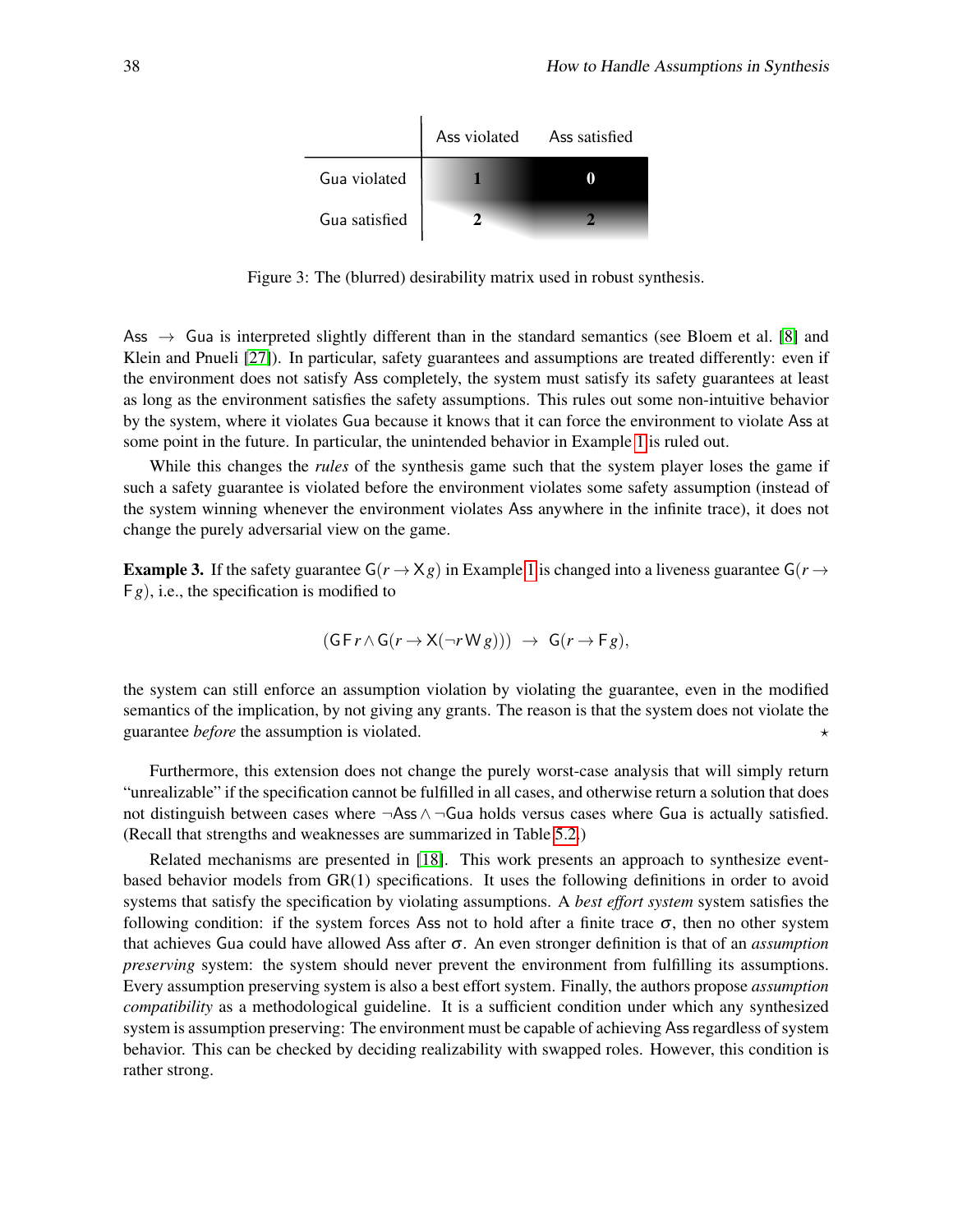|  | Ass violated | Ass satisfied |
|---|---|---|
| Gua violated | **1** | **0** |
| Gua satisfied | **2** | **2** |

Figure 3: The (blurred) desirability matrix used in robust synthesis.

Ass $\rightarrow$ Gua is interpreted slightly different than in the standard semantics (see Bloem et al. [8] and Klein and Pnueli [27]). In particular, safety guarantees and assumptions are treated differently: even if the environment does not satisfy Ass completely, the system must satisfy its safety guarantees at least as long as the environment satisfies the safety assumptions. This rules out some non-intuitive behavior by the system, where it violates Gua because it knows that it can force the environment to violate Ass at some point in the future. In particular, the unintended behavior in Example 1 is ruled out.

While this changes the *rules* of the synthesis game such that the system player loses the game if such a safety guarantee is violated before the environment violates some safety assumption (instead of the system winning whenever the environment violates Ass anywhere in the infinite trace), it does not change the purely adversarial view on the game.

**Example 3.** If the safety guarantee $\mathsf{G}(r \rightarrow \mathsf{X}\, g)$ in Example 1 is changed into a liveness guarantee $\mathsf{G}(r \rightarrow \mathsf{F}\, g)$, i.e., the specification is modified to

$$(\mathsf{G}\,\mathsf{F}\, r \wedge \mathsf{G}(r \rightarrow \mathsf{X}(\neg r\, \mathsf{W}\, g))) \;\rightarrow\; \mathsf{G}(r \rightarrow \mathsf{F}\, g),$$

the system can still enforce an assumption violation by violating the guarantee, even in the modified semantics of the implication, by not giving any grants. The reason is that the system does not violate the guarantee *before* the assumption is violated. ⋆

Furthermore, this extension does not change the purely worst-case analysis that will simply return "unrealizable" if the specification cannot be fulfilled in all cases, and otherwise return a solution that does not distinguish between cases where $\neg$Ass $\wedge$ $\neg$Gua holds versus cases where Gua is actually satisfied. (Recall that strengths and weaknesses are summarized in Table 5.2.)

Related mechanisms are presented in [18]. This work presents an approach to synthesize event-based behavior models from GR(1) specifications. It uses the following definitions in order to avoid systems that satisfy the specification by violating assumptions. A *best effort system* system satisfies the following condition: if the system forces Ass not to hold after a finite trace $\sigma$, then no other system that achieves Gua could have allowed Ass after $\sigma$. An even stronger definition is that of an *assumption preserving* system: the system should never prevent the environment from fulfilling its assumptions. Every assumption preserving system is also a best effort system. Finally, the authors propose *assumption compatibility* as a methodological guideline. It is a sufficient condition under which any synthesized system is assumption preserving: The environment must be capable of achieving Ass regardless of system behavior. This can be checked by deciding realizability with swapped roles. However, this condition is rather strong.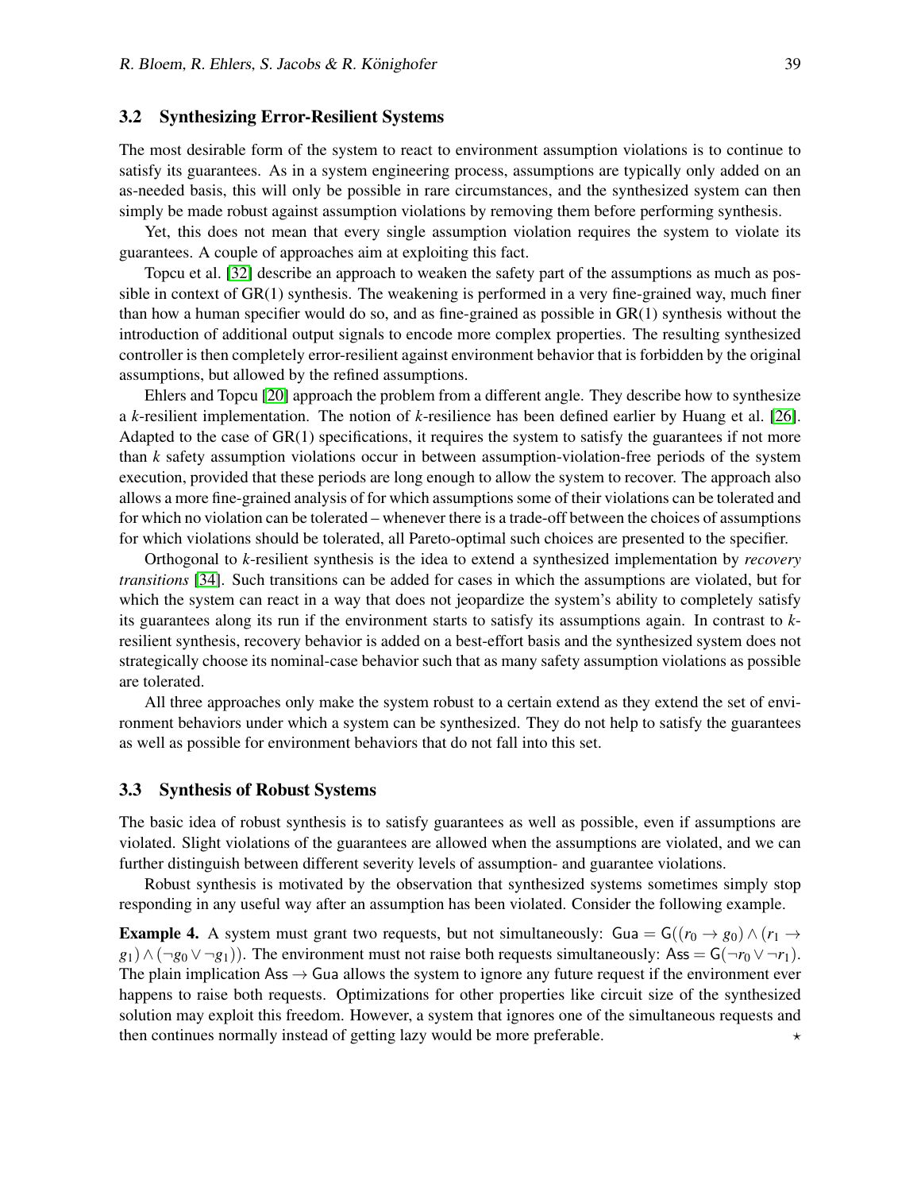### 3.2 Synthesizing Error-Resilient Systems

The most desirable form of the system to react to environment assumption violations is to continue to satisfy its guarantees. As in a system engineering process, assumptions are typically only added on an as-needed basis, this will only be possible in rare circumstances, and the synthesized system can then simply be made robust against assumption violations by removing them before performing synthesis.

Yet, this does not mean that every single assumption violation requires the system to violate its guarantees. A couple of approaches aim at exploiting this fact.

Topcu et al. [32] describe an approach to weaken the safety part of the assumptions as much as possible in context of GR(1) synthesis. The weakening is performed in a very fine-grained way, much finer than how a human specifier would do so, and as fine-grained as possible in GR(1) synthesis without the introduction of additional output signals to encode more complex properties. The resulting synthesized controller is then completely error-resilient against environment behavior that is forbidden by the original assumptions, but allowed by the refined assumptions.

Ehlers and Topcu [20] approach the problem from a different angle. They describe how to synthesize a $k$-resilient implementation. The notion of $k$-resilience has been defined earlier by Huang et al. [26]. Adapted to the case of GR(1) specifications, it requires the system to satisfy the guarantees if not more than $k$ safety assumption violations occur in between assumption-violation-free periods of the system execution, provided that these periods are long enough to allow the system to recover. The approach also allows a more fine-grained analysis of for which assumptions some of their violations can be tolerated and for which no violation can be tolerated – whenever there is a trade-off between the choices of assumptions for which violations should be tolerated, all Pareto-optimal such choices are presented to the specifier.

Orthogonal to $k$-resilient synthesis is the idea to extend a synthesized implementation by *recovery transitions* [34]. Such transitions can be added for cases in which the assumptions are violated, but for which the system can react in a way that does not jeopardize the system's ability to completely satisfy its guarantees along its run if the environment starts to satisfy its assumptions again. In contrast to $k$-resilient synthesis, recovery behavior is added on a best-effort basis and the synthesized system does not strategically choose its nominal-case behavior such that as many safety assumption violations as possible are tolerated.

All three approaches only make the system robust to a certain extend as they extend the set of environment behaviors under which a system can be synthesized. They do not help to satisfy the guarantees as well as possible for environment behaviors that do not fall into this set.

### 3.3 Synthesis of Robust Systems

The basic idea of robust synthesis is to satisfy guarantees as well as possible, even if assumptions are violated. Slight violations of the guarantees are allowed when the assumptions are violated, and we can further distinguish between different severity levels of assumption- and guarantee violations.

Robust synthesis is motivated by the observation that synthesized systems sometimes simply stop responding in any useful way after an assumption has been violated. Consider the following example.

**Example 4.** A system must grant two requests, but not simultaneously: $\mathsf{Gua} = \mathsf{G}((r_0 \rightarrow g_0) \wedge (r_1 \rightarrow g_1) \wedge (\neg g_0 \vee \neg g_1))$. The environment must not raise both requests simultaneously: $\mathsf{Ass} = \mathsf{G}(\neg r_0 \vee \neg r_1)$. The plain implication $\mathsf{Ass} \rightarrow \mathsf{Gua}$ allows the system to ignore any future request if the environment ever happens to raise both requests. Optimizations for other properties like circuit size of the synthesized solution may exploit this freedom. However, a system that ignores one of the simultaneous requests and then continues normally instead of getting lazy would be more preferable. ⋆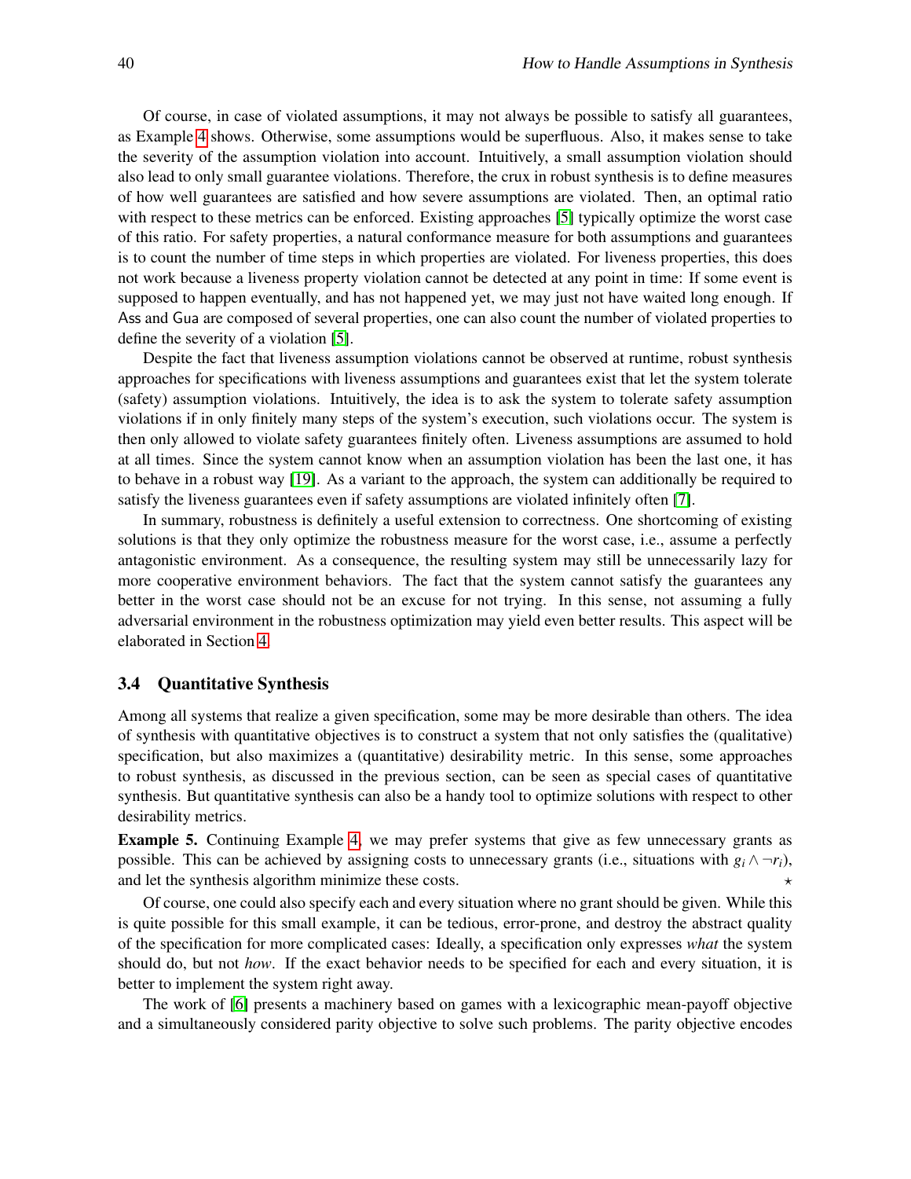Of course, in case of violated assumptions, it may not always be possible to satisfy all guarantees, as Example 4 shows. Otherwise, some assumptions would be superfluous. Also, it makes sense to take the severity of the assumption violation into account. Intuitively, a small assumption violation should also lead to only small guarantee violations. Therefore, the crux in robust synthesis is to define measures of how well guarantees are satisfied and how severe assumptions are violated. Then, an optimal ratio with respect to these metrics can be enforced. Existing approaches [5] typically optimize the worst case of this ratio. For safety properties, a natural conformance measure for both assumptions and guarantees is to count the number of time steps in which properties are violated. For liveness properties, this does not work because a liveness property violation cannot be detected at any point in time: If some event is supposed to happen eventually, and has not happened yet, we may just not have waited long enough. If $\mathsf{Ass}$ and $\mathsf{Gua}$ are composed of several properties, one can also count the number of violated properties to define the severity of a violation [5].

Despite the fact that liveness assumption violations cannot be observed at runtime, robust synthesis approaches for specifications with liveness assumptions and guarantees exist that let the system tolerate (safety) assumption violations. Intuitively, the idea is to ask the system to tolerate safety assumption violations if in only finitely many steps of the system's execution, such violations occur. The system is then only allowed to violate safety guarantees finitely often. Liveness assumptions are assumed to hold at all times. Since the system cannot know when an assumption violation has been the last one, it has to behave in a robust way [19]. As a variant to the approach, the system can additionally be required to satisfy the liveness guarantees even if safety assumptions are violated infinitely often [7].

In summary, robustness is definitely a useful extension to correctness. One shortcoming of existing solutions is that they only optimize the robustness measure for the worst case, i.e., assume a perfectly antagonistic environment. As a consequence, the resulting system may still be unnecessarily lazy for more cooperative environment behaviors. The fact that the system cannot satisfy the guarantees any better in the worst case should not be an excuse for not trying. In this sense, not assuming a fully adversarial environment in the robustness optimization may yield even better results. This aspect will be elaborated in Section 4.

### 3.4 Quantitative Synthesis

Among all systems that realize a given specification, some may be more desirable than others. The idea of synthesis with quantitative objectives is to construct a system that not only satisfies the (qualitative) specification, but also maximizes a (quantitative) desirability metric. In this sense, some approaches to robust synthesis, as discussed in the previous section, can be seen as special cases of quantitative synthesis. But quantitative synthesis can also be a handy tool to optimize solutions with respect to other desirability metrics.

**Example 5.** Continuing Example 4, we may prefer systems that give as few unnecessary grants as possible. This can be achieved by assigning costs to unnecessary grants (i.e., situations with $g_i \wedge \neg r_i$), and let the synthesis algorithm minimize these costs. ⋆

Of course, one could also specify each and every situation where no grant should be given. While this is quite possible for this small example, it can be tedious, error-prone, and destroy the abstract quality of the specification for more complicated cases: Ideally, a specification only expresses *what* the system should do, but not *how*. If the exact behavior needs to be specified for each and every situation, it is better to implement the system right away.

The work of [6] presents a machinery based on games with a lexicographic mean-payoff objective and a simultaneously considered parity objective to solve such problems. The parity objective encodes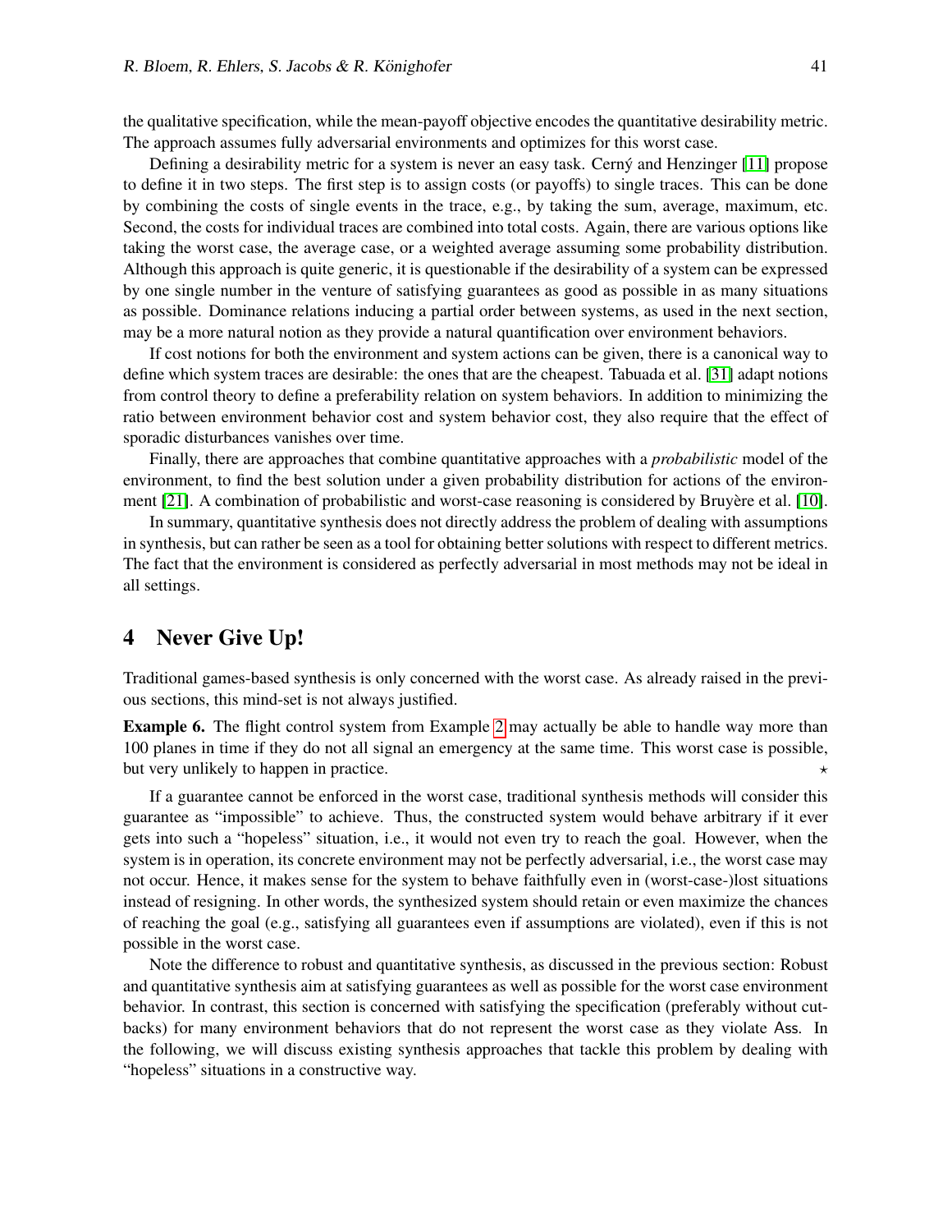the qualitative specification, while the mean-payoff objective encodes the quantitative desirability metric. The approach assumes fully adversarial environments and optimizes for this worst case.

Defining a desirability metric for a system is never an easy task. Cerný and Henzinger [11] propose to define it in two steps. The first step is to assign costs (or payoffs) to single traces. This can be done by combining the costs of single events in the trace, e.g., by taking the sum, average, maximum, etc. Second, the costs for individual traces are combined into total costs. Again, there are various options like taking the worst case, the average case, or a weighted average assuming some probability distribution. Although this approach is quite generic, it is questionable if the desirability of a system can be expressed by one single number in the venture of satisfying guarantees as good as possible in as many situations as possible. Dominance relations inducing a partial order between systems, as used in the next section, may be a more natural notion as they provide a natural quantification over environment behaviors.

If cost notions for both the environment and system actions can be given, there is a canonical way to define which system traces are desirable: the ones that are the cheapest. Tabuada et al. [31] adapt notions from control theory to define a preferability relation on system behaviors. In addition to minimizing the ratio between environment behavior cost and system behavior cost, they also require that the effect of sporadic disturbances vanishes over time.

Finally, there are approaches that combine quantitative approaches with a *probabilistic* model of the environment, to find the best solution under a given probability distribution for actions of the environment [21]. A combination of probabilistic and worst-case reasoning is considered by Bruyère et al. [10].

In summary, quantitative synthesis does not directly address the problem of dealing with assumptions in synthesis, but can rather be seen as a tool for obtaining better solutions with respect to different metrics. The fact that the environment is considered as perfectly adversarial in most methods may not be ideal in all settings.

# 4 Never Give Up!

Traditional games-based synthesis is only concerned with the worst case. As already raised in the previous sections, this mind-set is not always justified.

**Example 6.** The flight control system from Example 2 may actually be able to handle way more than 100 planes in time if they do not all signal an emergency at the same time. This worst case is possible, but very unlikely to happen in practice. $\star$

If a guarantee cannot be enforced in the worst case, traditional synthesis methods will consider this guarantee as "impossible" to achieve. Thus, the constructed system would behave arbitrary if it ever gets into such a "hopeless" situation, i.e., it would not even try to reach the goal. However, when the system is in operation, its concrete environment may not be perfectly adversarial, i.e., the worst case may not occur. Hence, it makes sense for the system to behave faithfully even in (worst-case-)lost situations instead of resigning. In other words, the synthesized system should retain or even maximize the chances of reaching the goal (e.g., satisfying all guarantees even if assumptions are violated), even if this is not possible in the worst case.

Note the difference to robust and quantitative synthesis, as discussed in the previous section: Robust and quantitative synthesis aim at satisfying guarantees as well as possible for the worst case environment behavior. In contrast, this section is concerned with satisfying the specification (preferably without cutbacks) for many environment behaviors that do not represent the worst case as they violate $\mathsf{Ass}$. In the following, we will discuss existing synthesis approaches that tackle this problem by dealing with "hopeless" situations in a constructive way.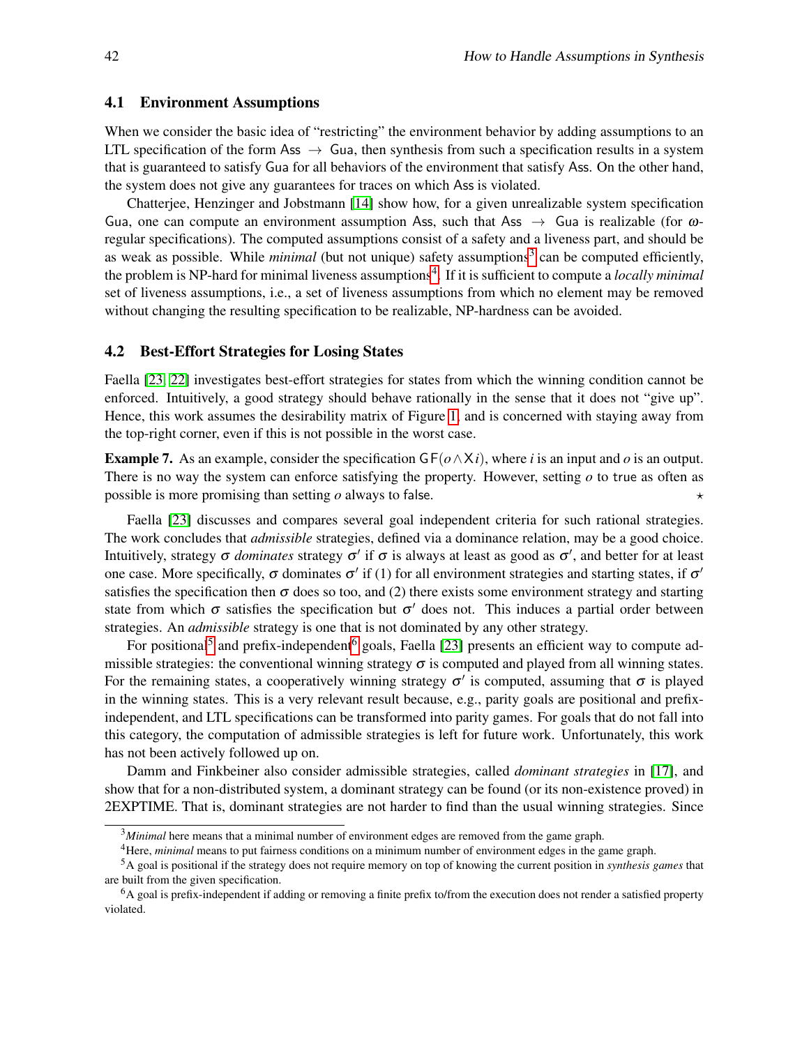### 4.1 Environment Assumptions

When we consider the basic idea of "restricting" the environment behavior by adding assumptions to an LTL specification of the form $\mathsf{Ass} \rightarrow \mathsf{Gua}$, then synthesis from such a specification results in a system that is guaranteed to satisfy $\mathsf{Gua}$ for all behaviors of the environment that satisfy $\mathsf{Ass}$. On the other hand, the system does not give any guarantees for traces on which $\mathsf{Ass}$ is violated.

Chatterjee, Henzinger and Jobstmann [14] show how, for a given unrealizable system specification $\mathsf{Gua}$, one can compute an environment assumption $\mathsf{Ass}$, such that $\mathsf{Ass} \rightarrow \mathsf{Gua}$ is realizable (for $\omega$-regular specifications). The computed assumptions consist of a safety and a liveness part, and should be as weak as possible. While *minimal* (but not unique) safety assumptions[3] can be computed efficiently, the problem is NP-hard for minimal liveness assumptions[4]. If it is sufficient to compute a *locally minimal* set of liveness assumptions, i.e., a set of liveness assumptions from which no element may be removed without changing the resulting specification to be realizable, NP-hardness can be avoided.

### 4.2 Best-Effort Strategies for Losing States

Faella [23, 22] investigates best-effort strategies for states from which the winning condition cannot be enforced. Intuitively, a good strategy should behave rationally in the sense that it does not "give up". Hence, this work assumes the desirability matrix of Figure 1, and is concerned with staying away from the top-right corner, even if this is not possible in the worst case.

**Example 7.** As an example, consider the specification $\mathsf{GF}(o \wedge \mathsf{X}i)$, where $i$ is an input and $o$ is an output. There is no way the system can enforce satisfying the property. However, setting $o$ to `true` as often as possible is more promising than setting $o$ always to `false`. ⋆

Faella [23] discusses and compares several goal independent criteria for such rational strategies. The work concludes that *admissible* strategies, defined via a dominance relation, may be a good choice. Intuitively, strategy $\sigma$ *dominates* strategy $\sigma'$ if $\sigma$ is always at least as good as $\sigma'$, and better for at least one case. More specifically, $\sigma$ dominates $\sigma'$ if (1) for all environment strategies and starting states, if $\sigma'$ satisfies the specification then $\sigma$ does so too, and (2) there exists some environment strategy and starting state from which $\sigma$ satisfies the specification but $\sigma'$ does not. This induces a partial order between strategies. An *admissible* strategy is one that is not dominated by any other strategy.

For positional[5] and prefix-independent[6] goals, Faella [23] presents an efficient way to compute admissible strategies: the conventional winning strategy $\sigma$ is computed and played from all winning states. For the remaining states, a cooperatively winning strategy $\sigma'$ is computed, assuming that $\sigma$ is played in the winning states. This is a very relevant result because, e.g., parity goals are positional and prefix-independent, and LTL specifications can be transformed into parity games. For goals that do not fall into this category, the computation of admissible strategies is left for future work. Unfortunately, this work has not been actively followed up on.

Damm and Finkbeiner also consider admissible strategies, called *dominant strategies* in [17], and show that for a non-distributed system, a dominant strategy can be found (or its non-existence proved) in 2EXPTIME. That is, dominant strategies are not harder to find than the usual winning strategies. Since

---

[3] *Minimal* here means that a minimal number of environment edges are removed from the game graph.

[4] Here, *minimal* means to put fairness conditions on a minimum number of environment edges in the game graph.

[5] A goal is positional if the strategy does not require memory on top of knowing the current position in *synthesis games* that are built from the given specification.

[6] A goal is prefix-independent if adding or removing a finite prefix to/from the execution does not render a satisfied property violated.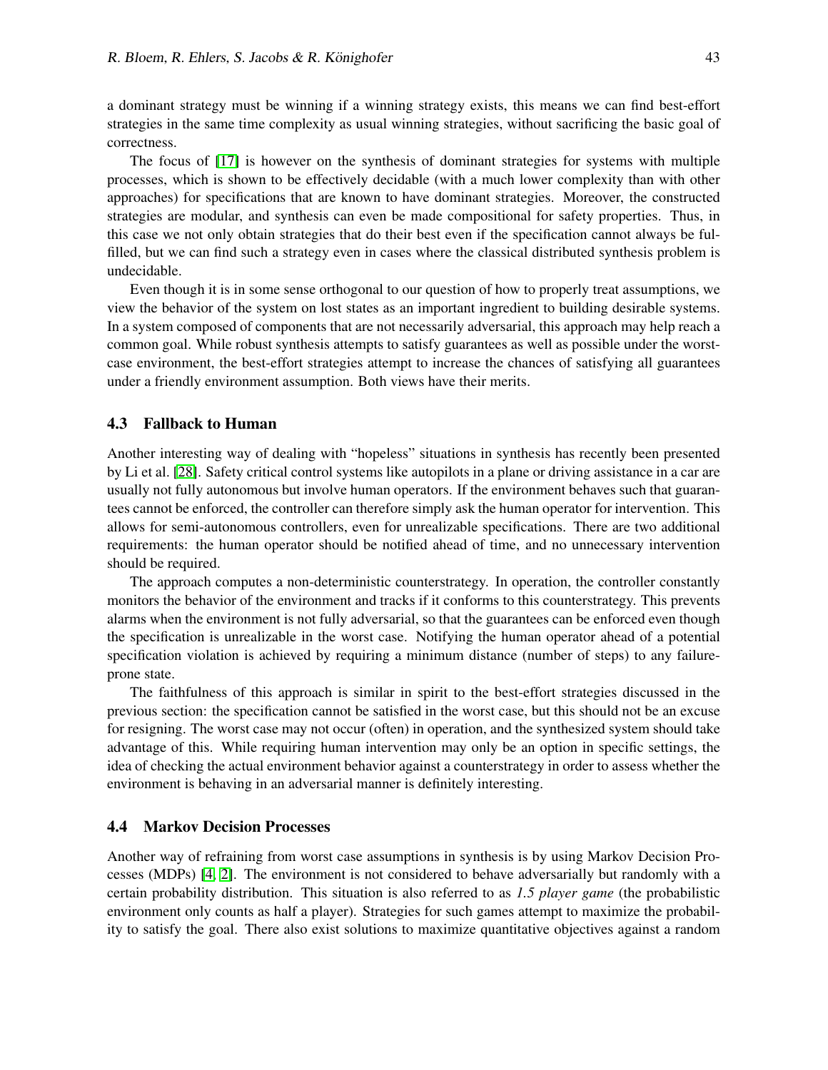a dominant strategy must be winning if a winning strategy exists, this means we can find best-effort strategies in the same time complexity as usual winning strategies, without sacrificing the basic goal of correctness.

The focus of [17] is however on the synthesis of dominant strategies for systems with multiple processes, which is shown to be effectively decidable (with a much lower complexity than with other approaches) for specifications that are known to have dominant strategies. Moreover, the constructed strategies are modular, and synthesis can even be made compositional for safety properties. Thus, in this case we not only obtain strategies that do their best even if the specification cannot always be fulfilled, but we can find such a strategy even in cases where the classical distributed synthesis problem is undecidable.

Even though it is in some sense orthogonal to our question of how to properly treat assumptions, we view the behavior of the system on lost states as an important ingredient to building desirable systems. In a system composed of components that are not necessarily adversarial, this approach may help reach a common goal. While robust synthesis attempts to satisfy guarantees as well as possible under the worst-case environment, the best-effort strategies attempt to increase the chances of satisfying all guarantees under a friendly environment assumption. Both views have their merits.

### 4.3 Fallback to Human

Another interesting way of dealing with "hopeless" situations in synthesis has recently been presented by Li et al. [28]. Safety critical control systems like autopilots in a plane or driving assistance in a car are usually not fully autonomous but involve human operators. If the environment behaves such that guarantees cannot be enforced, the controller can therefore simply ask the human operator for intervention. This allows for semi-autonomous controllers, even for unrealizable specifications. There are two additional requirements: the human operator should be notified ahead of time, and no unnecessary intervention should be required.

The approach computes a non-deterministic counterstrategy. In operation, the controller constantly monitors the behavior of the environment and tracks if it conforms to this counterstrategy. This prevents alarms when the environment is not fully adversarial, so that the guarantees can be enforced even though the specification is unrealizable in the worst case. Notifying the human operator ahead of a potential specification violation is achieved by requiring a minimum distance (number of steps) to any failure-prone state.

The faithfulness of this approach is similar in spirit to the best-effort strategies discussed in the previous section: the specification cannot be satisfied in the worst case, but this should not be an excuse for resigning. The worst case may not occur (often) in operation, and the synthesized system should take advantage of this. While requiring human intervention may only be an option in specific settings, the idea of checking the actual environment behavior against a counterstrategy in order to assess whether the environment is behaving in an adversarial manner is definitely interesting.

### 4.4 Markov Decision Processes

Another way of refraining from worst case assumptions in synthesis is by using Markov Decision Processes (MDPs) [4, 2]. The environment is not considered to behave adversarially but randomly with a certain probability distribution. This situation is also referred to as *1.5 player game* (the probabilistic environment only counts as half a player). Strategies for such games attempt to maximize the probability to satisfy the goal. There also exist solutions to maximize quantitative objectives against a random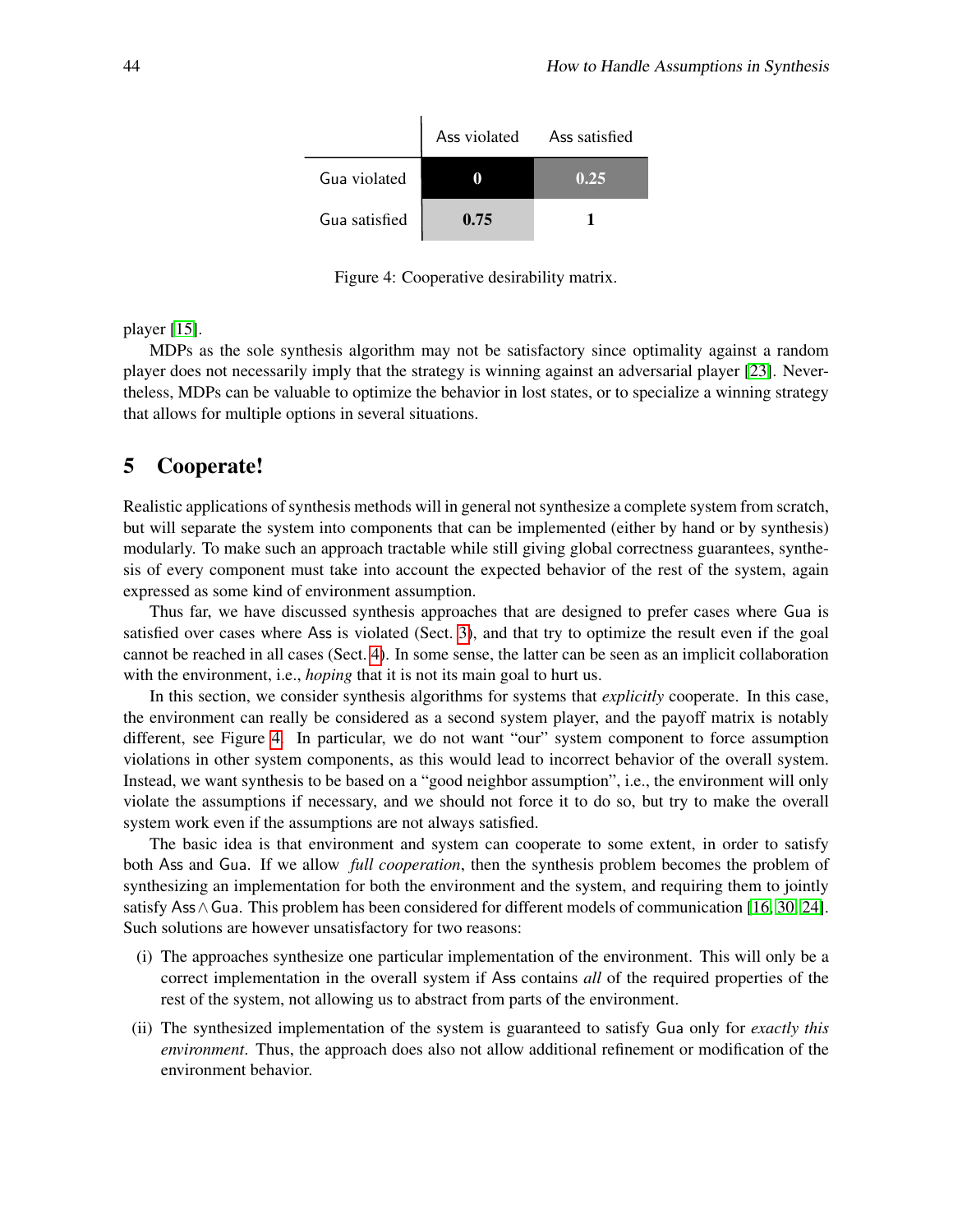|  | Ass violated | Ass satisfied |
|---|---|---|
| Gua violated | 0 | 0.25 |
| Gua satisfied | 0.75 | 1 |

Figure 4: Cooperative desirability matrix.

player [15].

MDPs as the sole synthesis algorithm may not be satisfactory since optimality against a random player does not necessarily imply that the strategy is winning against an adversarial player [23]. Nevertheless, MDPs can be valuable to optimize the behavior in lost states, or to specialize a winning strategy that allows for multiple options in several situations.

## 5 Cooperate!

Realistic applications of synthesis methods will in general not synthesize a complete system from scratch, but will separate the system into components that can be implemented (either by hand or by synthesis) modularly. To make such an approach tractable while still giving global correctness guarantees, synthesis of every component must take into account the expected behavior of the rest of the system, again expressed as some kind of environment assumption.

Thus far, we have discussed synthesis approaches that are designed to prefer cases where Gua is satisfied over cases where Ass is violated (Sect. 3), and that try to optimize the result even if the goal cannot be reached in all cases (Sect. 4). In some sense, the latter can be seen as an implicit collaboration with the environment, i.e., *hoping* that it is not its main goal to hurt us.

In this section, we consider synthesis algorithms for systems that *explicitly* cooperate. In this case, the environment can really be considered as a second system player, and the payoff matrix is notably different, see Figure 4. In particular, we do not want "our" system component to force assumption violations in other system components, as this would lead to incorrect behavior of the overall system. Instead, we want synthesis to be based on a "good neighbor assumption", i.e., the environment will only violate the assumptions if necessary, and we should not force it to do so, but try to make the overall system work even if the assumptions are not always satisfied.

The basic idea is that environment and system can cooperate to some extent, in order to satisfy both Ass and Gua. If we allow *full cooperation*, then the synthesis problem becomes the problem of synthesizing an implementation for both the environment and the system, and requiring them to jointly satisfy $\mathsf{Ass} \wedge \mathsf{Gua}$. This problem has been considered for different models of communication [16, 30, 24]. Such solutions are however unsatisfactory for two reasons:

(i) The approaches synthesize one particular implementation of the environment. This will only be a correct implementation in the overall system if Ass contains *all* of the required properties of the rest of the system, not allowing us to abstract from parts of the environment.

(ii) The synthesized implementation of the system is guaranteed to satisfy Gua only for *exactly this environment*. Thus, the approach does also not allow additional refinement or modification of the environment behavior.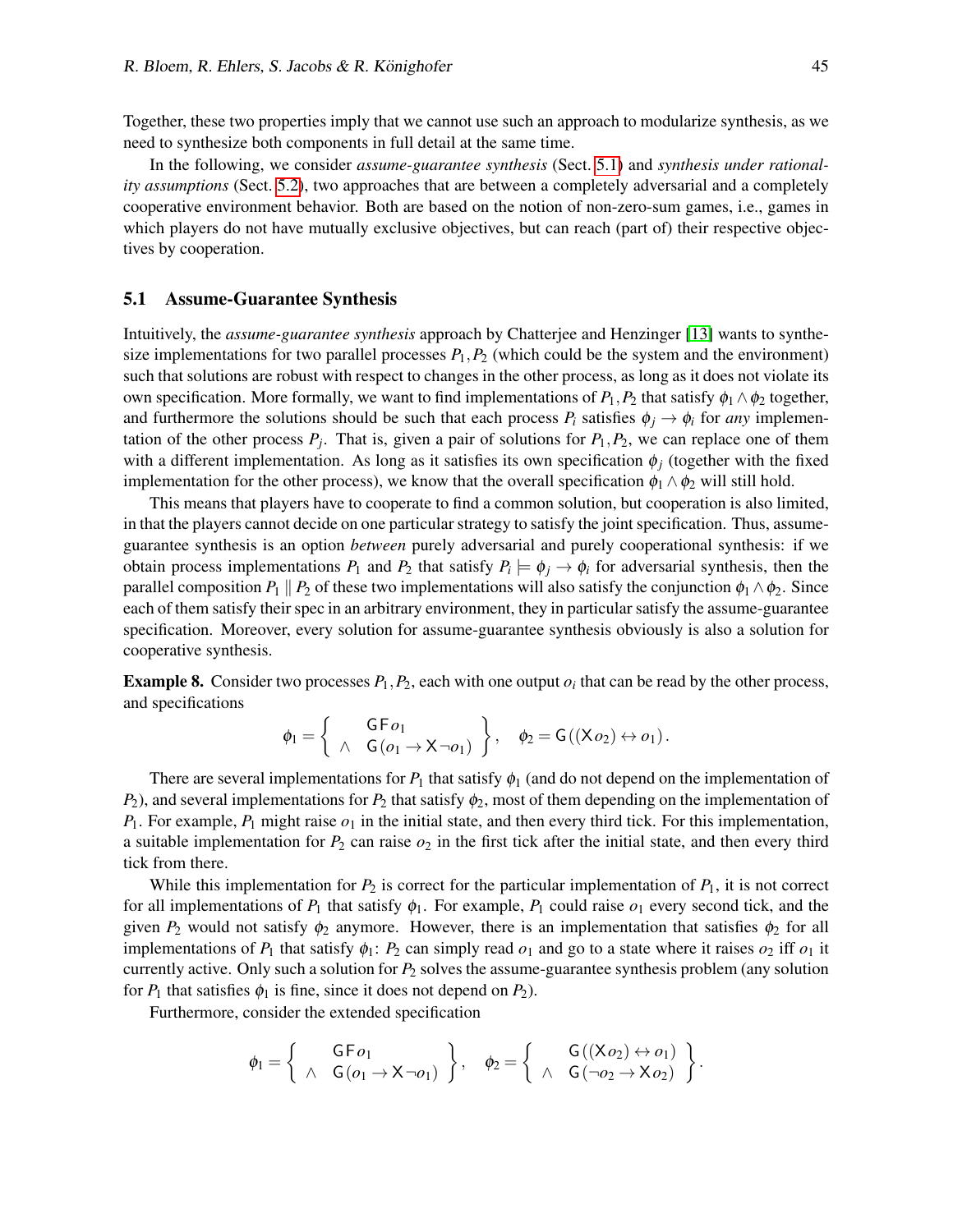Together, these two properties imply that we cannot use such an approach to modularize synthesis, as we need to synthesize both components in full detail at the same time.

In the following, we consider *assume-guarantee synthesis* (Sect. 5.1) and *synthesis under rationality assumptions* (Sect. 5.2), two approaches that are between a completely adversarial and a completely cooperative environment behavior. Both are based on the notion of non-zero-sum games, i.e., games in which players do not have mutually exclusive objectives, but can reach (part of) their respective objectives by cooperation.

### 5.1 Assume-Guarantee Synthesis

Intuitively, the *assume-guarantee synthesis* approach by Chatterjee and Henzinger [13] wants to synthesize implementations for two parallel processes $P_1, P_2$ (which could be the system and the environment) such that solutions are robust with respect to changes in the other process, as long as it does not violate its own specification. More formally, we want to find implementations of $P_1, P_2$ that satisfy $\phi_1 \wedge \phi_2$ together, and furthermore the solutions should be such that each process $P_i$ satisfies $\phi_j \rightarrow \phi_i$ for *any* implementation of the other process $P_j$. That is, given a pair of solutions for $P_1, P_2$, we can replace one of them with a different implementation. As long as it satisfies its own specification $\phi_j$ (together with the fixed implementation for the other process), we know that the overall specification $\phi_1 \wedge \phi_2$ will still hold.

This means that players have to cooperate to find a common solution, but cooperation is also limited, in that the players cannot decide on one particular strategy to satisfy the joint specification. Thus, assume-guarantee synthesis is an option *between* purely adversarial and purely cooperational synthesis: if we obtain process implementations $P_1$ and $P_2$ that satisfy $P_i \models \phi_j \rightarrow \phi_i$ for adversarial synthesis, then the parallel composition $P_1 \parallel P_2$ of these two implementations will also satisfy the conjunction $\phi_1 \wedge \phi_2$. Since each of them satisfy their spec in an arbitrary environment, they in particular satisfy the assume-guarantee specification. Moreover, every solution for assume-guarantee synthesis obviously is also a solution for cooperative synthesis.

**Example 8.** Consider two processes $P_1, P_2$, each with one output $o_i$ that can be read by the other process, and specifications

$$\phi_1 = \left\{ \begin{array}{cc} & \mathsf{G}\mathsf{F}\, o_1 \\ \wedge & \mathsf{G}\,(o_1 \rightarrow \mathsf{X}\,\neg o_1) \end{array} \right\}, \quad \phi_2 = \mathsf{G}\,((\mathsf{X}\, o_2) \leftrightarrow o_1).$$

There are several implementations for $P_1$ that satisfy $\phi_1$ (and do not depend on the implementation of $P_2$), and several implementations for $P_2$ that satisfy $\phi_2$, most of them depending on the implementation of $P_1$. For example, $P_1$ might raise $o_1$ in the initial state, and then every third tick. For this implementation, a suitable implementation for $P_2$ can raise $o_2$ in the first tick after the initial state, and then every third tick from there.

While this implementation for $P_2$ is correct for the particular implementation of $P_1$, it is not correct for all implementations of $P_1$ that satisfy $\phi_1$. For example, $P_1$ could raise $o_1$ every second tick, and the given $P_2$ would not satisfy $\phi_2$ anymore. However, there is an implementation that satisfies $\phi_2$ for all implementations of $P_1$ that satisfy $\phi_1$: $P_2$ can simply read $o_1$ and go to a state where it raises $o_2$ iff $o_1$ it currently active. Only such a solution for $P_2$ solves the assume-guarantee synthesis problem (any solution for $P_1$ that satisfies $\phi_1$ is fine, since it does not depend on $P_2$).

Furthermore, consider the extended specification

$$\phi_1 = \left\{ \begin{array}{cc} & \mathsf{G}\mathsf{F}\, o_1 \\ \wedge & \mathsf{G}\,(o_1 \rightarrow \mathsf{X}\,\neg o_1) \end{array} \right\}, \quad \phi_2 = \left\{ \begin{array}{cc} & \mathsf{G}\,((\mathsf{X}\, o_2) \leftrightarrow o_1) \\ \wedge & \mathsf{G}\,(\neg o_2 \rightarrow \mathsf{X}\, o_2) \end{array} \right\}.$$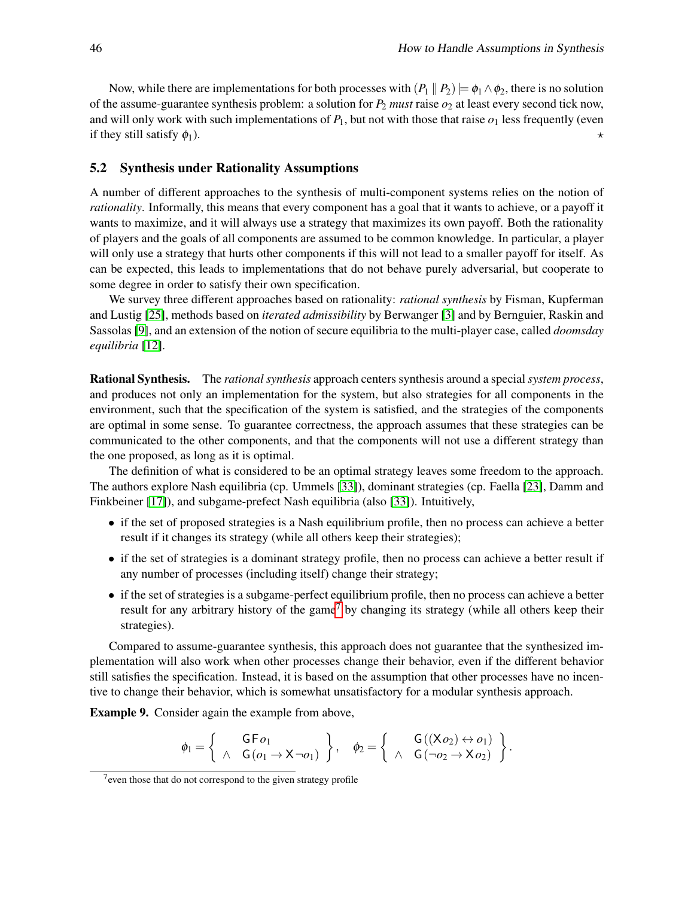Now, while there are implementations for both processes with $(P_1 \parallel P_2) \models \phi_1 \wedge \phi_2$, there is no solution of the assume-guarantee synthesis problem: a solution for $P_2$ *must* raise $o_2$ at least every second tick now, and will only work with such implementations of $P_1$, but not with those that raise $o_1$ less frequently (even if they still satisfy $\phi_1$). ⋆

### 5.2 Synthesis under Rationality Assumptions

A number of different approaches to the synthesis of multi-component systems relies on the notion of *rationality*. Informally, this means that every component has a goal that it wants to achieve, or a payoff it wants to maximize, and it will always use a strategy that maximizes its own payoff. Both the rationality of players and the goals of all components are assumed to be common knowledge. In particular, a player will only use a strategy that hurts other components if this will not lead to a smaller payoff for itself. As can be expected, this leads to implementations that do not behave purely adversarial, but cooperate to some degree in order to satisfy their own specification.

We survey three different approaches based on rationality: *rational synthesis* by Fisman, Kupferman and Lustig [25], methods based on *iterated admissibility* by Berwanger [3] and by Bernguier, Raskin and Sassolas [9], and an extension of the notion of secure equilibria to the multi-player case, called *doomsday equilibria* [12].

**Rational Synthesis.** The *rational synthesis* approach centers synthesis around a special *system process*, and produces not only an implementation for the system, but also strategies for all components in the environment, such that the specification of the system is satisfied, and the strategies of the components are optimal in some sense. To guarantee correctness, the approach assumes that these strategies can be communicated to the other components, and that the components will not use a different strategy than the one proposed, as long as it is optimal.

The definition of what is considered to be an optimal strategy leaves some freedom to the approach. The authors explore Nash equilibria (cp. Ummels [33]), dominant strategies (cp. Faella [23], Damm and Finkbeiner [17]), and subgame-prefect Nash equilibria (also [33]). Intuitively,

- if the set of proposed strategies is a Nash equilibrium profile, then no process can achieve a better result if it changes its strategy (while all others keep their strategies);
- if the set of strategies is a dominant strategy profile, then no process can achieve a better result if any number of processes (including itself) change their strategy;
- if the set of strategies is a subgame-perfect equilibrium profile, then no process can achieve a better result for any arbitrary history of the game[7] by changing its strategy (while all others keep their strategies).

Compared to assume-guarantee synthesis, this approach does not guarantee that the synthesized implementation will also work when other processes change their behavior, even if the different behavior still satisfies the specification. Instead, it is based on the assumption that other processes have no incentive to change their behavior, which is somewhat unsatisfactory for a modular synthesis approach.

**Example 9.** Consider again the example from above,

$$\phi_1 = \left\{ \begin{array}{ll} & \mathsf{G}\,\mathsf{F}\,o_1 \\ \wedge & \mathsf{G}\,(o_1 \rightarrow \mathsf{X}\,\neg o_1) \end{array} \right\}, \quad \phi_2 = \left\{ \begin{array}{ll} & \mathsf{G}\,((\mathsf{X}\,o_2) \leftrightarrow o_1) \\ \wedge & \mathsf{G}\,(\neg o_2 \rightarrow \mathsf{X}\,o_2) \end{array} \right\}.$$

[7] even those that do not correspond to the given strategy profile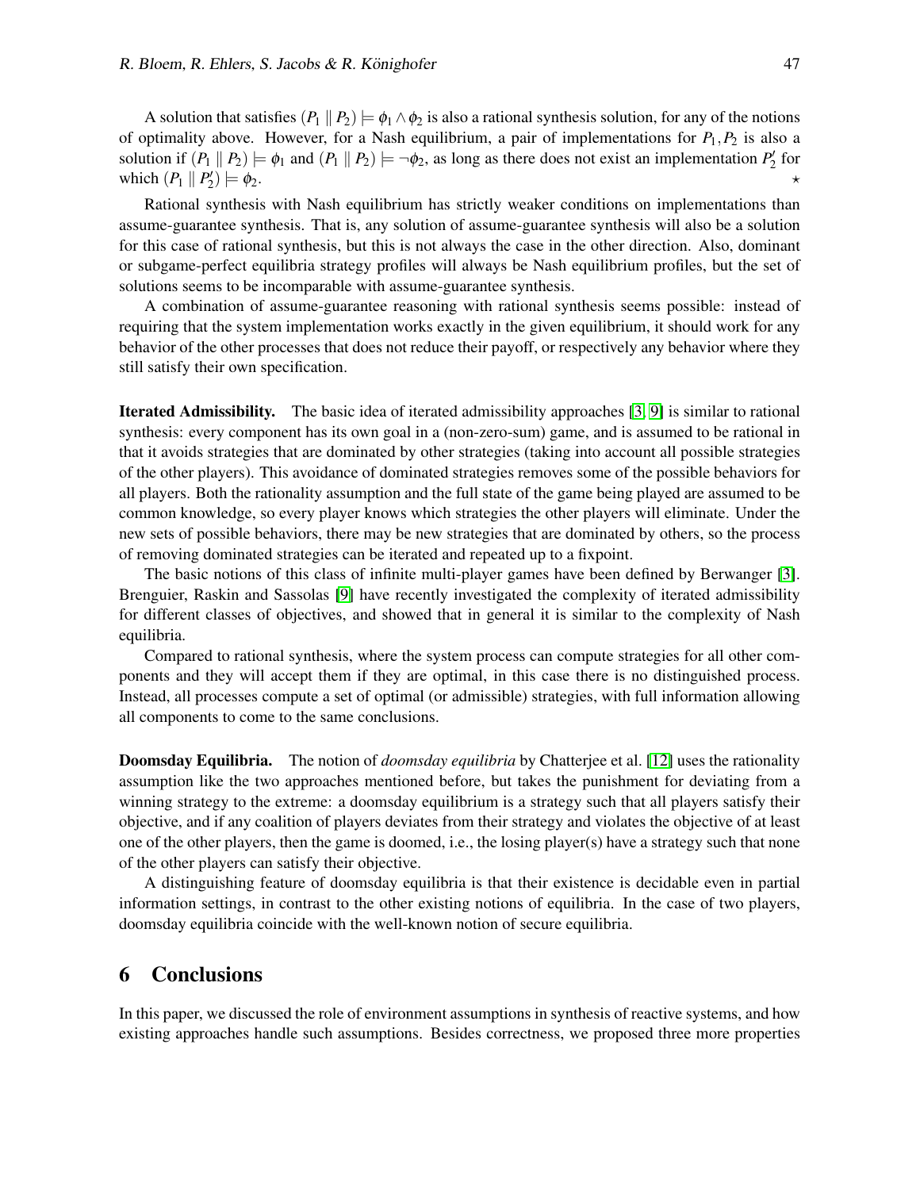A solution that satisfies $(P_1 \parallel P_2) \models \phi_1 \wedge \phi_2$ is also a rational synthesis solution, for any of the notions of optimality above. However, for a Nash equilibrium, a pair of implementations for $P_1, P_2$ is also a solution if $(P_1 \parallel P_2) \models \phi_1$ and $(P_1 \parallel P_2) \models \neg\phi_2$, as long as there does not exist an implementation $P_2'$ for which $(P_1 \parallel P_2') \models \phi_2$. $\star$

Rational synthesis with Nash equilibrium has strictly weaker conditions on implementations than assume-guarantee synthesis. That is, any solution of assume-guarantee synthesis will also be a solution for this case of rational synthesis, but this is not always the case in the other direction. Also, dominant or subgame-perfect equilibria strategy profiles will always be Nash equilibrium profiles, but the set of solutions seems to be incomparable with assume-guarantee synthesis.

A combination of assume-guarantee reasoning with rational synthesis seems possible: instead of requiring that the system implementation works exactly in the given equilibrium, it should work for any behavior of the other processes that does not reduce their payoff, or respectively any behavior where they still satisfy their own specification.

**Iterated Admissibility.** The basic idea of iterated admissibility approaches [3, 9] is similar to rational synthesis: every component has its own goal in a (non-zero-sum) game, and is assumed to be rational in that it avoids strategies that are dominated by other strategies (taking into account all possible strategies of the other players). This avoidance of dominated strategies removes some of the possible behaviors for all players. Both the rationality assumption and the full state of the game being played are assumed to be common knowledge, so every player knows which strategies the other players will eliminate. Under the new sets of possible behaviors, there may be new strategies that are dominated by others, so the process of removing dominated strategies can be iterated and repeated up to a fixpoint.

The basic notions of this class of infinite multi-player games have been defined by Berwanger [3]. Brenguier, Raskin and Sassolas [9] have recently investigated the complexity of iterated admissibility for different classes of objectives, and showed that in general it is similar to the complexity of Nash equilibria.

Compared to rational synthesis, where the system process can compute strategies for all other components and they will accept them if they are optimal, in this case there is no distinguished process. Instead, all processes compute a set of optimal (or admissible) strategies, with full information allowing all components to come to the same conclusions.

**Doomsday Equilibria.** The notion of *doomsday equilibria* by Chatterjee et al. [12] uses the rationality assumption like the two approaches mentioned before, but takes the punishment for deviating from a winning strategy to the extreme: a doomsday equilibrium is a strategy such that all players satisfy their objective, and if any coalition of players deviates from their strategy and violates the objective of at least one of the other players, then the game is doomed, i.e., the losing player(s) have a strategy such that none of the other players can satisfy their objective.

A distinguishing feature of doomsday equilibria is that their existence is decidable even in partial information settings, in contrast to the other existing notions of equilibria. In the case of two players, doomsday equilibria coincide with the well-known notion of secure equilibria.

## 6 Conclusions

In this paper, we discussed the role of environment assumptions in synthesis of reactive systems, and how existing approaches handle such assumptions. Besides correctness, we proposed three more properties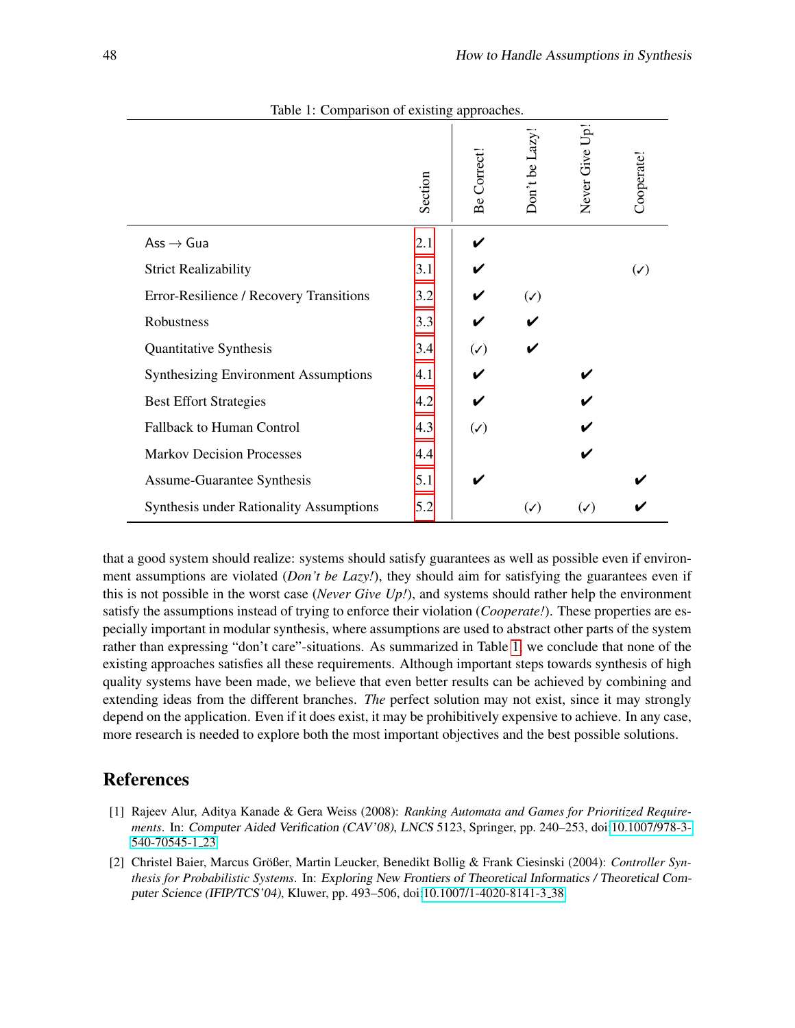Table 1: Comparison of existing approaches.

| | Section | Be Correct! | Don't be Lazy! | Never Give Up! | Cooperate! |
|---|---|---|---|---|---|
| Ass → Gua | 2.1 | ✔ | | | |
| Strict Realizability | 3.1 | ✔ | | | (✓) |
| Error-Resilience / Recovery Transitions | 3.2 | ✔ | (✓) | | |
| Robustness | 3.3 | ✔ | ✔ | | |
| Quantitative Synthesis | 3.4 | (✓) | ✔ | | |
| Synthesizing Environment Assumptions | 4.1 | ✔ | | ✔ | |
| Best Effort Strategies | 4.2 | ✔ | | ✔ | |
| Fallback to Human Control | 4.3 | (✓) | | ✔ | |
| Markov Decision Processes | 4.4 | | | ✔ | |
| Assume-Guarantee Synthesis | 5.1 | ✔ | | | ✔ |
| Synthesis under Rationality Assumptions | 5.2 | | (✓) | (✓) | ✔ |

that a good system should realize: systems should satisfy guarantees as well as possible even if environment assumptions are violated (*Don't be Lazy!*), they should aim for satisfying the guarantees even if this is not possible in the worst case (*Never Give Up!*), and systems should rather help the environment satisfy the assumptions instead of trying to enforce their violation (*Cooperate!*). These properties are especially important in modular synthesis, where assumptions are used to abstract other parts of the system rather than expressing "don't care"-situations. As summarized in Table 1, we conclude that none of the existing approaches satisfies all these requirements. Although important steps towards synthesis of high quality systems have been made, we believe that even better results can be achieved by combining and extending ideas from the different branches. *The* perfect solution may not exist, since it may strongly depend on the application. Even if it does exist, it may be prohibitively expensive to achieve. In any case, more research is needed to explore both the most important objectives and the best possible solutions.

## References

[1] Rajeev Alur, Aditya Kanade & Gera Weiss (2008): *Ranking Automata and Games for Prioritized Requirements*. In: *Computer Aided Verification (CAV'08)*, *LNCS* 5123, Springer, pp. 240–253, doi:10.1007/978-3-540-70545-1_23.

[2] Christel Baier, Marcus Größer, Martin Leucker, Benedikt Bollig & Frank Ciesinski (2004): *Controller Synthesis for Probabilistic Systems*. In: *Exploring New Frontiers of Theoretical Informatics / Theoretical Computer Science (IFIP/TCS'04)*, Kluwer, pp. 493–506, doi:10.1007/1-4020-8141-3_38.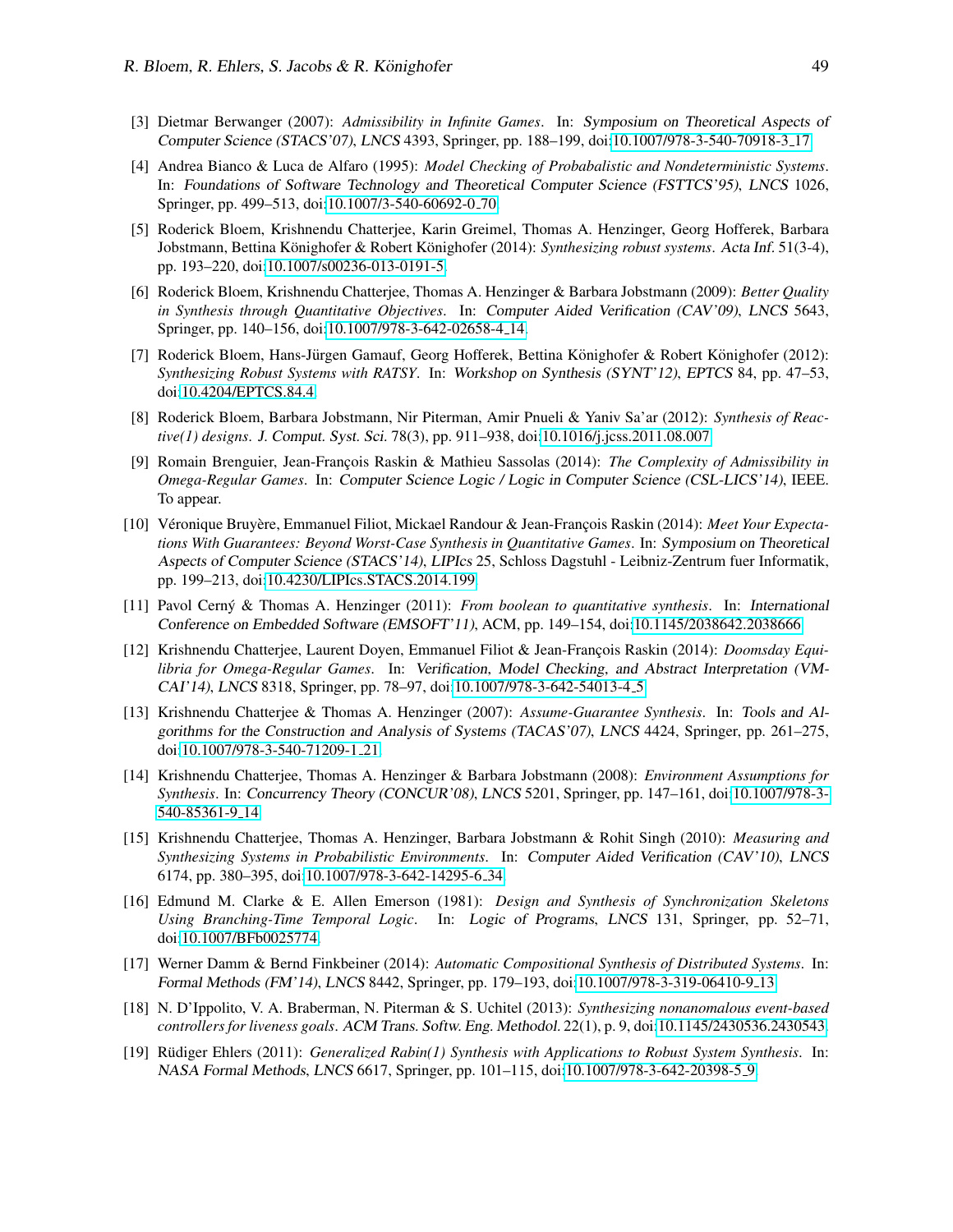[3] Dietmar Berwanger (2007): *Admissibility in Infinite Games*. In: Symposium on Theoretical Aspects of Computer Science (STACS'07), LNCS 4393, Springer, pp. 188–199, doi:10.1007/978-3-540-70918-3_17.

[4] Andrea Bianco & Luca de Alfaro (1995): *Model Checking of Probabalistic and Nondeterministic Systems*. In: Foundations of Software Technology and Theoretical Computer Science (FSTTCS'95), LNCS 1026, Springer, pp. 499–513, doi:10.1007/3-540-60692-0_70.

[5] Roderick Bloem, Krishnendu Chatterjee, Karin Greimel, Thomas A. Henzinger, Georg Hofferek, Barbara Jobstmann, Bettina Könighofer & Robert Könighofer (2014): *Synthesizing robust systems*. Acta Inf. 51(3-4), pp. 193–220, doi:10.1007/s00236-013-0191-5.

[6] Roderick Bloem, Krishnendu Chatterjee, Thomas A. Henzinger & Barbara Jobstmann (2009): *Better Quality in Synthesis through Quantitative Objectives*. In: Computer Aided Verification (CAV'09), LNCS 5643, Springer, pp. 140–156, doi:10.1007/978-3-642-02658-4_14.

[7] Roderick Bloem, Hans-Jürgen Gamauf, Georg Hofferek, Bettina Könighofer & Robert Könighofer (2012): *Synthesizing Robust Systems with RATSY*. In: Workshop on Synthesis (SYNT'12), EPTCS 84, pp. 47–53, doi:10.4204/EPTCS.84.4.

[8] Roderick Bloem, Barbara Jobstmann, Nir Piterman, Amir Pnueli & Yaniv Sa'ar (2012): *Synthesis of Reactive(1) designs*. J. Comput. Syst. Sci. 78(3), pp. 911–938, doi:10.1016/j.jcss.2011.08.007.

[9] Romain Brenguier, Jean-François Raskin & Mathieu Sassolas (2014): *The Complexity of Admissibility in Omega-Regular Games*. In: Computer Science Logic / Logic in Computer Science (CSL-LICS'14), IEEE. To appear.

[10] Véronique Bruyère, Emmanuel Filiot, Mickael Randour & Jean-François Raskin (2014): *Meet Your Expectations With Guarantees: Beyond Worst-Case Synthesis in Quantitative Games*. In: Symposium on Theoretical Aspects of Computer Science (STACS'14), LIPIcs 25, Schloss Dagstuhl - Leibniz-Zentrum fuer Informatik, pp. 199–213, doi:10.4230/LIPIcs.STACS.2014.199.

[11] Pavol Cerný & Thomas A. Henzinger (2011): *From boolean to quantitative synthesis*. In: International Conference on Embedded Software (EMSOFT'11), ACM, pp. 149–154, doi:10.1145/2038642.2038666.

[12] Krishnendu Chatterjee, Laurent Doyen, Emmanuel Filiot & Jean-François Raskin (2014): *Doomsday Equilibria for Omega-Regular Games*. In: Verification, Model Checking, and Abstract Interpretation (VMCAI'14), LNCS 8318, Springer, pp. 78–97, doi:10.1007/978-3-642-54013-4_5.

[13] Krishnendu Chatterjee & Thomas A. Henzinger (2007): *Assume-Guarantee Synthesis*. In: Tools and Algorithms for the Construction and Analysis of Systems (TACAS'07), LNCS 4424, Springer, pp. 261–275, doi:10.1007/978-3-540-71209-1_21.

[14] Krishnendu Chatterjee, Thomas A. Henzinger & Barbara Jobstmann (2008): *Environment Assumptions for Synthesis*. In: Concurrency Theory (CONCUR'08), LNCS 5201, Springer, pp. 147–161, doi:10.1007/978-3-540-85361-9_14.

[15] Krishnendu Chatterjee, Thomas A. Henzinger, Barbara Jobstmann & Rohit Singh (2010): *Measuring and Synthesizing Systems in Probabilistic Environments*. In: Computer Aided Verification (CAV'10), LNCS 6174, pp. 380–395, doi:10.1007/978-3-642-14295-6_34.

[16] Edmund M. Clarke & E. Allen Emerson (1981): *Design and Synthesis of Synchronization Skeletons Using Branching-Time Temporal Logic*. In: Logic of Programs, LNCS 131, Springer, pp. 52–71, doi:10.1007/BFb0025774.

[17] Werner Damm & Bernd Finkbeiner (2014): *Automatic Compositional Synthesis of Distributed Systems*. In: Formal Methods (FM'14), LNCS 8442, Springer, pp. 179–193, doi:10.1007/978-3-319-06410-9_13.

[18] N. D'Ippolito, V. A. Braberman, N. Piterman & S. Uchitel (2013): *Synthesizing nonanomalous event-based controllers for liveness goals*. ACM Trans. Softw. Eng. Methodol. 22(1), p. 9, doi:10.1145/2430536.2430543.

[19] Rüdiger Ehlers (2011): *Generalized Rabin(1) Synthesis with Applications to Robust System Synthesis*. In: NASA Formal Methods, LNCS 6617, Springer, pp. 101–115, doi:10.1007/978-3-642-20398-5_9.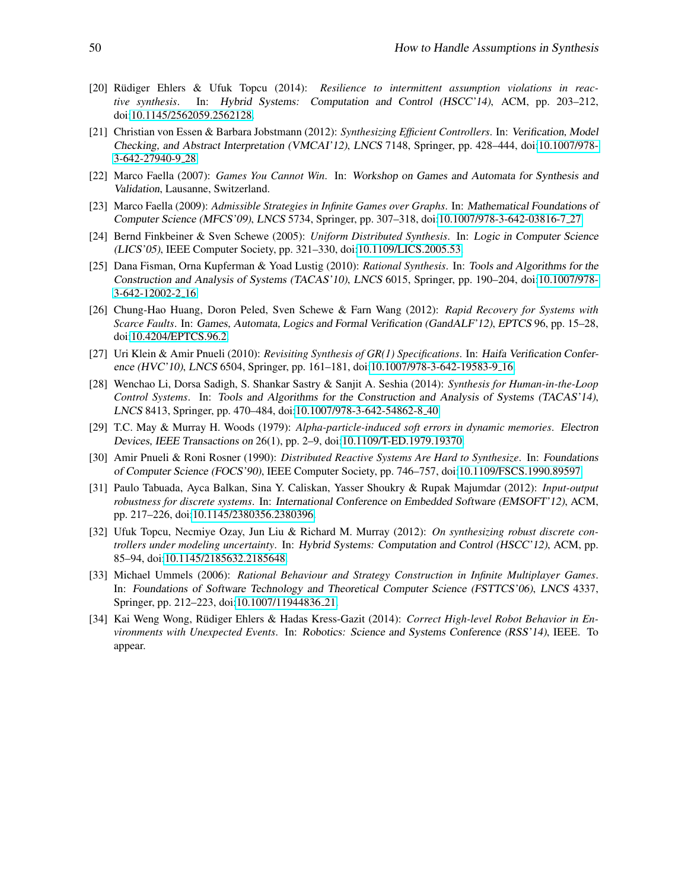[20] Rüdiger Ehlers & Ufuk Topcu (2014): *Resilience to intermittent assumption violations in reactive synthesis*. In: *Hybrid Systems: Computation and Control (HSCC'14)*, ACM, pp. 203–212, doi:10.1145/2562059.2562128.

[21] Christian von Essen & Barbara Jobstmann (2012): *Synthesizing Efficient Controllers*. In: *Verification, Model Checking, and Abstract Interpretation (VMCAI'12)*, *LNCS* 7148, Springer, pp. 428–444, doi:10.1007/978-3-642-27940-9_28.

[22] Marco Faella (2007): *Games You Cannot Win*. In: *Workshop on Games and Automata for Synthesis and Validation*, Lausanne, Switzerland.

[23] Marco Faella (2009): *Admissible Strategies in Infinite Games over Graphs*. In: *Mathematical Foundations of Computer Science (MFCS'09)*, *LNCS* 5734, Springer, pp. 307–318, doi:10.1007/978-3-642-03816-7_27.

[24] Bernd Finkbeiner & Sven Schewe (2005): *Uniform Distributed Synthesis*. In: *Logic in Computer Science (LICS'05)*, IEEE Computer Society, pp. 321–330, doi:10.1109/LICS.2005.53.

[25] Dana Fisman, Orna Kupferman & Yoad Lustig (2010): *Rational Synthesis*. In: *Tools and Algorithms for the Construction and Analysis of Systems (TACAS'10)*, *LNCS* 6015, Springer, pp. 190–204, doi:10.1007/978-3-642-12002-2_16.

[26] Chung-Hao Huang, Doron Peled, Sven Schewe & Farn Wang (2012): *Rapid Recovery for Systems with Scarce Faults*. In: *Games, Automata, Logics and Formal Verification (GandALF'12)*, *EPTCS* 96, pp. 15–28, doi:10.4204/EPTCS.96.2.

[27] Uri Klein & Amir Pnueli (2010): *Revisiting Synthesis of GR(1) Specifications*. In: *Haifa Verification Conference (HVC'10)*, *LNCS* 6504, Springer, pp. 161–181, doi:10.1007/978-3-642-19583-9_16.

[28] Wenchao Li, Dorsa Sadigh, S. Shankar Sastry & Sanjit A. Seshia (2014): *Synthesis for Human-in-the-Loop Control Systems*. In: *Tools and Algorithms for the Construction and Analysis of Systems (TACAS'14)*, *LNCS* 8413, Springer, pp. 470–484, doi:10.1007/978-3-642-54862-8_40.

[29] T.C. May & Murray H. Woods (1979): *Alpha-particle-induced soft errors in dynamic memories*. *Electron Devices, IEEE Transactions on* 26(1), pp. 2–9, doi:10.1109/T-ED.1979.19370.

[30] Amir Pnueli & Roni Rosner (1990): *Distributed Reactive Systems Are Hard to Synthesize*. In: *Foundations of Computer Science (FOCS'90)*, IEEE Computer Society, pp. 746–757, doi:10.1109/FSCS.1990.89597.

[31] Paulo Tabuada, Ayca Balkan, Sina Y. Caliskan, Yasser Shoukry & Rupak Majumdar (2012): *Input-output robustness for discrete systems*. In: *International Conference on Embedded Software (EMSOFT'12)*, ACM, pp. 217–226, doi:10.1145/2380356.2380396.

[32] Ufuk Topcu, Necmiye Ozay, Jun Liu & Richard M. Murray (2012): *On synthesizing robust discrete controllers under modeling uncertainty*. In: *Hybrid Systems: Computation and Control (HSCC'12)*, ACM, pp. 85–94, doi:10.1145/2185632.2185648.

[33] Michael Ummels (2006): *Rational Behaviour and Strategy Construction in Infinite Multiplayer Games*. In: *Foundations of Software Technology and Theoretical Computer Science (FSTTCS'06)*, *LNCS* 4337, Springer, pp. 212–223, doi:10.1007/11944836_21.

[34] Kai Weng Wong, Rüdiger Ehlers & Hadas Kress-Gazit (2014): *Correct High-level Robot Behavior in Environments with Unexpected Events*. In: *Robotics: Science and Systems Conference (RSS'14)*, IEEE. To appear.